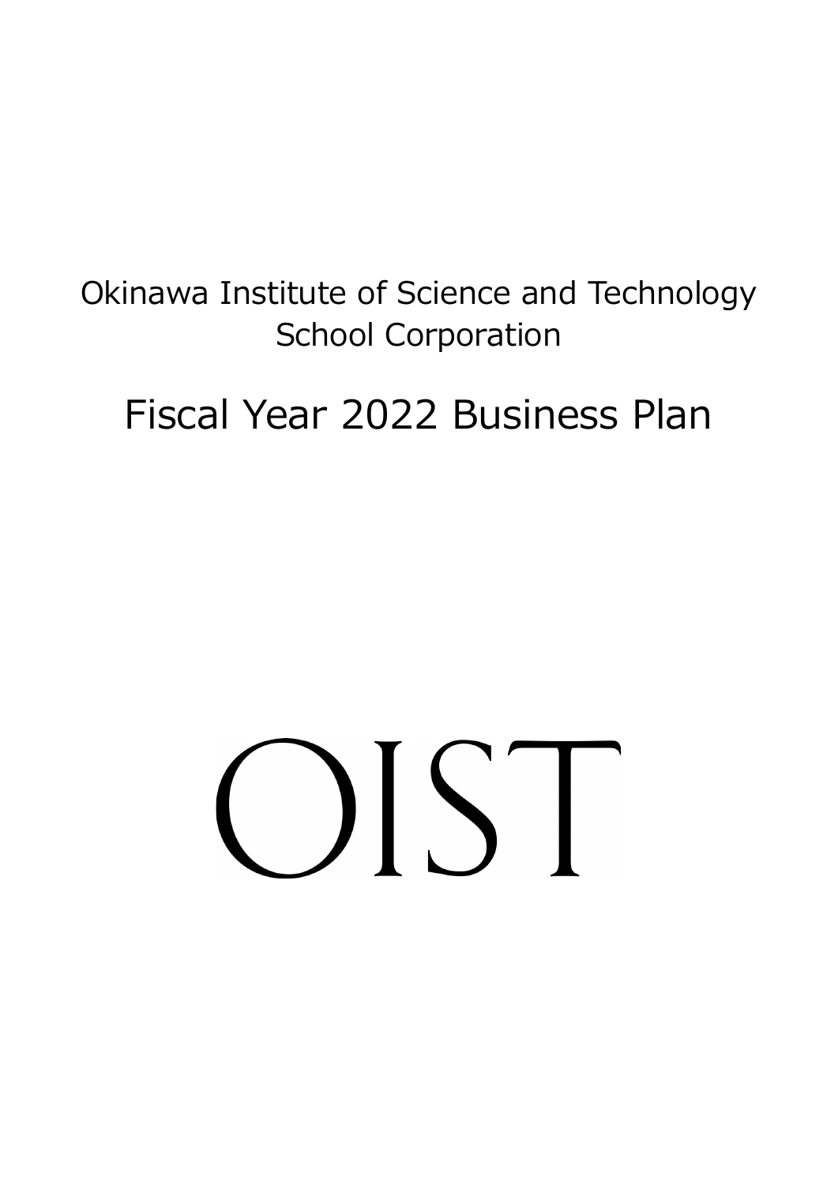Okinawa Institute of Science and Technology School Corporation

# Fiscal Year 2022 Business Plan

OIST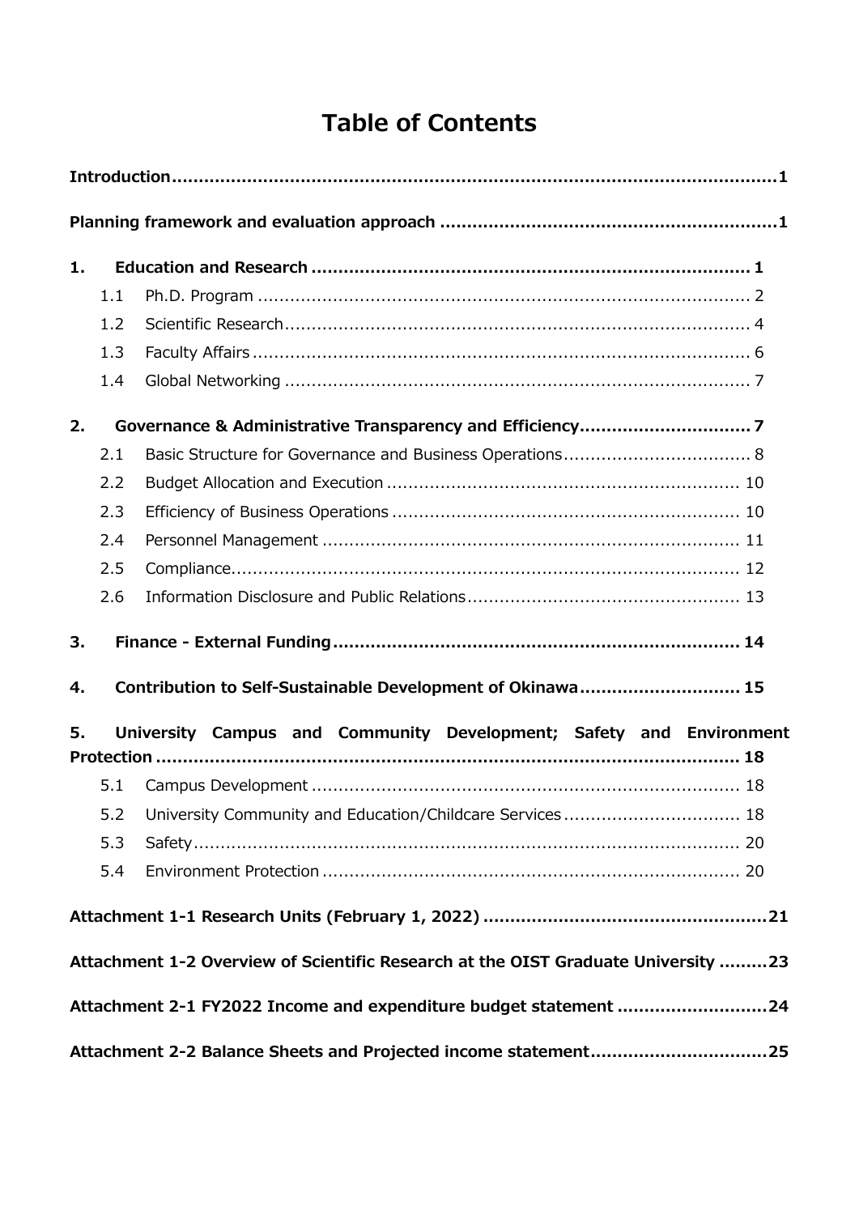# Table of Contents

**Introduction** ........ **1**

**Planning framework and evaluation approach** ........ **1**

**1. Education and Research** ........ **1**

- 1.1 Ph.D. Program ........ 2
- 1.2 Scientific Research ........ 4
- 1.3 Faculty Affairs ........ 6
- 1.4 Global Networking ........ 7

**2. Governance & Administrative Transparency and Efficiency** ........ **7**

- 2.1 Basic Structure for Governance and Business Operations ........ 8
- 2.2 Budget Allocation and Execution ........ 10
- 2.3 Efficiency of Business Operations ........ 10
- 2.4 Personnel Management ........ 11
- 2.5 Compliance ........ 12
- 2.6 Information Disclosure and Public Relations ........ 13

**3. Finance - External Funding** ........ **14**

**4. Contribution to Self-Sustainable Development of Okinawa** ........ **15**

**5. University Campus and Community Development; Safety and Environment Protection** ........ **18**

- 5.1 Campus Development ........ 18
- 5.2 University Community and Education/Childcare Services ........ 18
- 5.3 Safety ........ 20
- 5.4 Environment Protection ........ 20

**Attachment 1-1 Research Units (February 1, 2022)** ........ **21**

**Attachment 1-2 Overview of Scientific Research at the OIST Graduate University** ........ **23**

**Attachment 2-1 FY2022 Income and expenditure budget statement** ........ **24**

**Attachment 2-2 Balance Sheets and Projected income statement** ........ **25**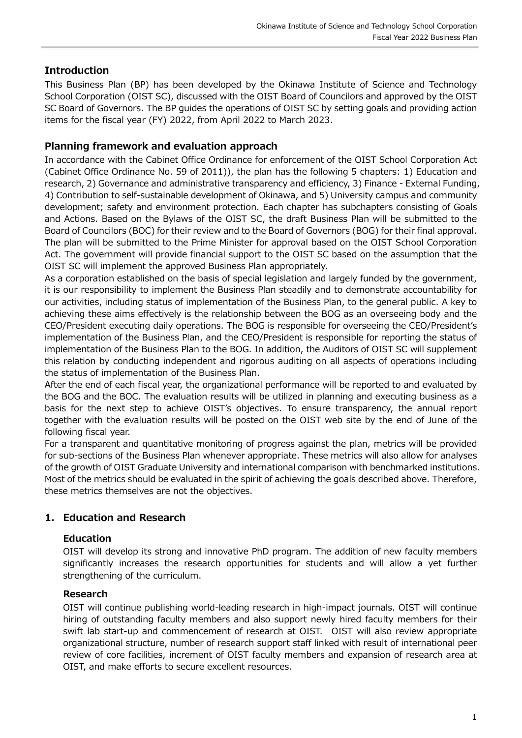## Introduction

This Business Plan (BP) has been developed by the Okinawa Institute of Science and Technology School Corporation (OIST SC), discussed with the OIST Board of Councilors and approved by the OIST SC Board of Governors. The BP guides the operations of OIST SC by setting goals and providing action items for the fiscal year (FY) 2022, from April 2022 to March 2023.

## Planning framework and evaluation approach

In accordance with the Cabinet Office Ordinance for enforcement of the OIST School Corporation Act (Cabinet Office Ordinance No. 59 of 2011)), the plan has the following 5 chapters: 1) Education and research, 2) Governance and administrative transparency and efficiency, 3) Finance - External Funding, 4) Contribution to self-sustainable development of Okinawa, and 5) University campus and community development; safety and environment protection. Each chapter has subchapters consisting of Goals and Actions. Based on the Bylaws of the OIST SC, the draft Business Plan will be submitted to the Board of Councilors (BOC) for their review and to the Board of Governors (BOG) for their final approval. The plan will be submitted to the Prime Minister for approval based on the OIST School Corporation Act. The government will provide financial support to the OIST SC based on the assumption that the OIST SC will implement the approved Business Plan appropriately.

As a corporation established on the basis of special legislation and largely funded by the government, it is our responsibility to implement the Business Plan steadily and to demonstrate accountability for our activities, including status of implementation of the Business Plan, to the general public. A key to achieving these aims effectively is the relationship between the BOG as an overseeing body and the CEO/President executing daily operations. The BOG is responsible for overseeing the CEO/President's implementation of the Business Plan, and the CEO/President is responsible for reporting the status of implementation of the Business Plan to the BOG. In addition, the Auditors of OIST SC will supplement this relation by conducting independent and rigorous auditing on all aspects of operations including the status of implementation of the Business Plan.

After the end of each fiscal year, the organizational performance will be reported to and evaluated by the BOG and the BOC. The evaluation results will be utilized in planning and executing business as a basis for the next step to achieve OIST's objectives. To ensure transparency, the annual report together with the evaluation results will be posted on the OIST web site by the end of June of the following fiscal year.

For a transparent and quantitative monitoring of progress against the plan, metrics will be provided for sub-sections of the Business Plan whenever appropriate. These metrics will also allow for analyses of the growth of OIST Graduate University and international comparison with benchmarked institutions. Most of the metrics should be evaluated in the spirit of achieving the goals described above. Therefore, these metrics themselves are not the objectives.

## 1. Education and Research

### Education

OIST will develop its strong and innovative PhD program. The addition of new faculty members significantly increases the research opportunities for students and will allow a yet further strengthening of the curriculum.

### Research

OIST will continue publishing world-leading research in high-impact journals. OIST will continue hiring of outstanding faculty members and also support newly hired faculty members for their swift lab start-up and commencement of research at OIST. OIST will also review appropriate organizational structure, number of research support staff linked with result of international peer review of core facilities, increment of OIST faculty members and expansion of research area at OIST, and make efforts to secure excellent resources.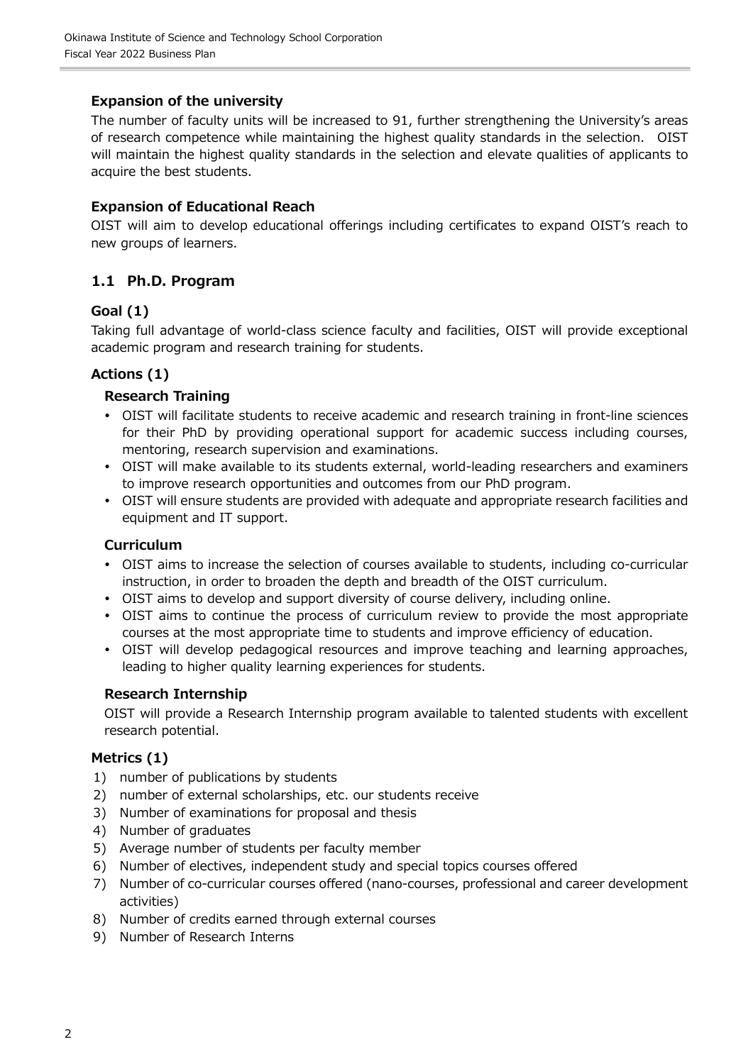### Expansion of the university

The number of faculty units will be increased to 91, further strengthening the University's areas of research competence while maintaining the highest quality standards in the selection. OIST will maintain the highest quality standards in the selection and elevate qualities of applicants to acquire the best students.

### Expansion of Educational Reach

OIST will aim to develop educational offerings including certificates to expand OIST's reach to new groups of learners.

## 1.1 Ph.D. Program

### Goal (1)

Taking full advantage of world-class science faculty and facilities, OIST will provide exceptional academic program and research training for students.

### Actions (1)

#### Research Training

- OIST will facilitate students to receive academic and research training in front-line sciences for their PhD by providing operational support for academic success including courses, mentoring, research supervision and examinations.
- OIST will make available to its students external, world-leading researchers and examiners to improve research opportunities and outcomes from our PhD program.
- OIST will ensure students are provided with adequate and appropriate research facilities and equipment and IT support.

#### Curriculum

- OIST aims to increase the selection of courses available to students, including co-curricular instruction, in order to broaden the depth and breadth of the OIST curriculum.
- OIST aims to develop and support diversity of course delivery, including online.
- OIST aims to continue the process of curriculum review to provide the most appropriate courses at the most appropriate time to students and improve efficiency of education.
- OIST will develop pedagogical resources and improve teaching and learning approaches, leading to higher quality learning experiences for students.

#### Research Internship

OIST will provide a Research Internship program available to talented students with excellent research potential.

### Metrics (1)

1) number of publications by students
2) number of external scholarships, etc. our students receive
3) Number of examinations for proposal and thesis
4) Number of graduates
5) Average number of students per faculty member
6) Number of electives, independent study and special topics courses offered
7) Number of co-curricular courses offered (nano-courses, professional and career development activities)
8) Number of credits earned through external courses
9) Number of Research Interns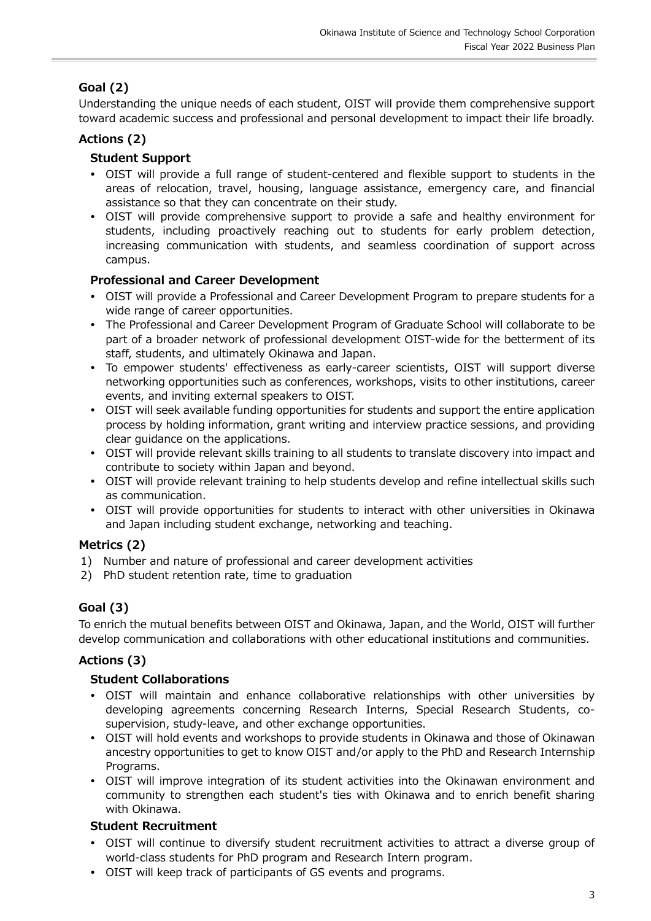## Goal (2)

Understanding the unique needs of each student, OIST will provide them comprehensive support toward academic success and professional and personal development to impact their life broadly.

## Actions (2)

### Student Support

- OIST will provide a full range of student-centered and flexible support to students in the areas of relocation, travel, housing, language assistance, emergency care, and financial assistance so that they can concentrate on their study.
- OIST will provide comprehensive support to provide a safe and healthy environment for students, including proactively reaching out to students for early problem detection, increasing communication with students, and seamless coordination of support across campus.

### Professional and Career Development

- OIST will provide a Professional and Career Development Program to prepare students for a wide range of career opportunities.
- The Professional and Career Development Program of Graduate School will collaborate to be part of a broader network of professional development OIST-wide for the betterment of its staff, students, and ultimately Okinawa and Japan.
- To empower students' effectiveness as early-career scientists, OIST will support diverse networking opportunities such as conferences, workshops, visits to other institutions, career events, and inviting external speakers to OIST.
- OIST will seek available funding opportunities for students and support the entire application process by holding information, grant writing and interview practice sessions, and providing clear guidance on the applications.
- OIST will provide relevant skills training to all students to translate discovery into impact and contribute to society within Japan and beyond.
- OIST will provide relevant training to help students develop and refine intellectual skills such as communication.
- OIST will provide opportunities for students to interact with other universities in Okinawa and Japan including student exchange, networking and teaching.

## Metrics (2)

1) Number and nature of professional and career development activities
2) PhD student retention rate, time to graduation

## Goal (3)

To enrich the mutual benefits between OIST and Okinawa, Japan, and the World, OIST will further develop communication and collaborations with other educational institutions and communities.

## Actions (3)

### Student Collaborations

- OIST will maintain and enhance collaborative relationships with other universities by developing agreements concerning Research Interns, Special Research Students, co-supervision, study-leave, and other exchange opportunities.
- OIST will hold events and workshops to provide students in Okinawa and those of Okinawan ancestry opportunities to get to know OIST and/or apply to the PhD and Research Internship Programs.
- OIST will improve integration of its student activities into the Okinawan environment and community to strengthen each student's ties with Okinawa and to enrich benefit sharing with Okinawa.

### Student Recruitment

- OIST will continue to diversify student recruitment activities to attract a diverse group of world-class students for PhD program and Research Intern program.
- OIST will keep track of participants of GS events and programs.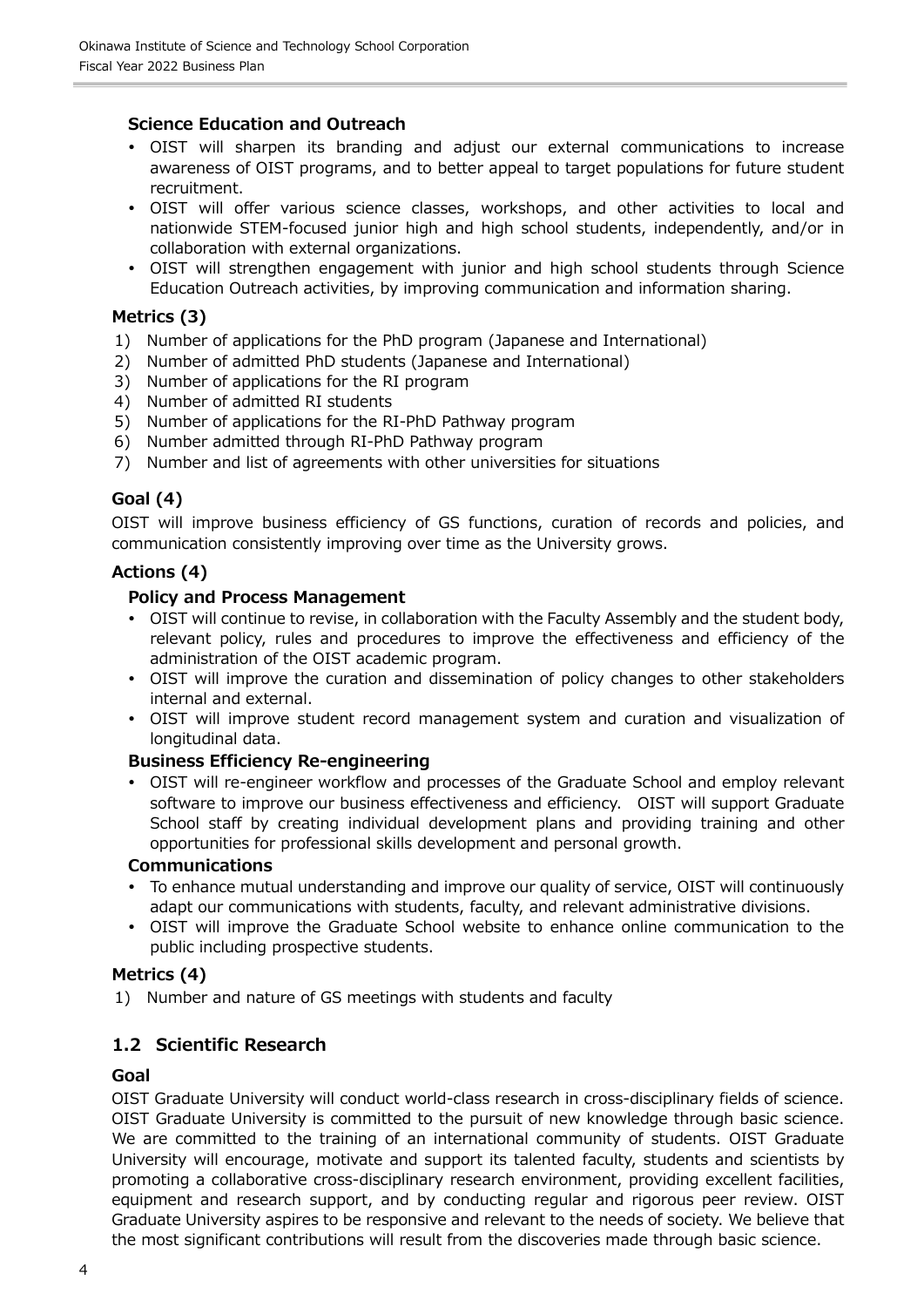#### Science Education and Outreach

- OIST will sharpen its branding and adjust our external communications to increase awareness of OIST programs, and to better appeal to target populations for future student recruitment.
- OIST will offer various science classes, workshops, and other activities to local and nationwide STEM-focused junior high and high school students, independently, and/or in collaboration with external organizations.
- OIST will strengthen engagement with junior and high school students through Science Education Outreach activities, by improving communication and information sharing.

### Metrics (3)

1) Number of applications for the PhD program (Japanese and International)
2) Number of admitted PhD students (Japanese and International)
3) Number of applications for the RI program
4) Number of admitted RI students
5) Number of applications for the RI-PhD Pathway program
6) Number admitted through RI-PhD Pathway program
7) Number and list of agreements with other universities for situations

### Goal (4)

OIST will improve business efficiency of GS functions, curation of records and policies, and communication consistently improving over time as the University grows.

### Actions (4)

#### Policy and Process Management

- OIST will continue to revise, in collaboration with the Faculty Assembly and the student body, relevant policy, rules and procedures to improve the effectiveness and efficiency of the administration of the OIST academic program.
- OIST will improve the curation and dissemination of policy changes to other stakeholders internal and external.
- OIST will improve student record management system and curation and visualization of longitudinal data.

#### Business Efficiency Re-engineering

- OIST will re-engineer workflow and processes of the Graduate School and employ relevant software to improve our business effectiveness and efficiency. OIST will support Graduate School staff by creating individual development plans and providing training and other opportunities for professional skills development and personal growth.

#### Communications

- To enhance mutual understanding and improve our quality of service, OIST will continuously adapt our communications with students, faculty, and relevant administrative divisions.
- OIST will improve the Graduate School website to enhance online communication to the public including prospective students.

### Metrics (4)

1) Number and nature of GS meetings with students and faculty

## 1.2 Scientific Research

### Goal

OIST Graduate University will conduct world-class research in cross-disciplinary fields of science. OIST Graduate University is committed to the pursuit of new knowledge through basic science. We are committed to the training of an international community of students. OIST Graduate University will encourage, motivate and support its talented faculty, students and scientists by promoting a collaborative cross-disciplinary research environment, providing excellent facilities, equipment and research support, and by conducting regular and rigorous peer review. OIST Graduate University aspires to be responsive and relevant to the needs of society. We believe that the most significant contributions will result from the discoveries made through basic science.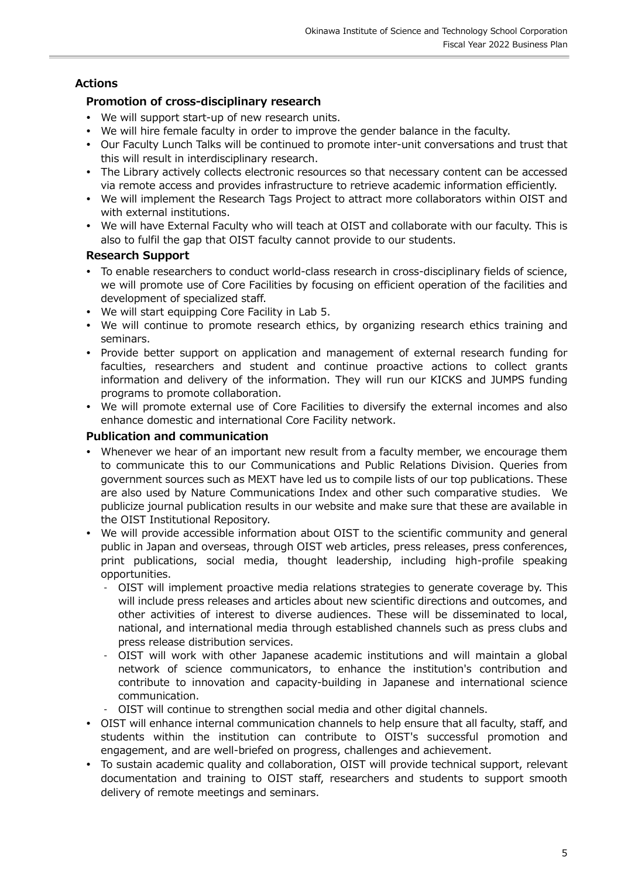## Actions

### Promotion of cross-disciplinary research

- We will support start-up of new research units.
- We will hire female faculty in order to improve the gender balance in the faculty.
- Our Faculty Lunch Talks will be continued to promote inter-unit conversations and trust that this will result in interdisciplinary research.
- The Library actively collects electronic resources so that necessary content can be accessed via remote access and provides infrastructure to retrieve academic information efficiently.
- We will implement the Research Tags Project to attract more collaborators within OIST and with external institutions.
- We will have External Faculty who will teach at OIST and collaborate with our faculty. This is also to fulfil the gap that OIST faculty cannot provide to our students.

### Research Support

- To enable researchers to conduct world-class research in cross-disciplinary fields of science, we will promote use of Core Facilities by focusing on efficient operation of the facilities and development of specialized staff.
- We will start equipping Core Facility in Lab 5.
- We will continue to promote research ethics, by organizing research ethics training and seminars.
- Provide better support on application and management of external research funding for faculties, researchers and student and continue proactive actions to collect grants information and delivery of the information. They will run our KICKS and JUMPS funding programs to promote collaboration.
- We will promote external use of Core Facilities to diversify the external incomes and also enhance domestic and international Core Facility network.

### Publication and communication

- Whenever we hear of an important new result from a faculty member, we encourage them to communicate this to our Communications and Public Relations Division. Queries from government sources such as MEXT have led us to compile lists of our top publications. These are also used by Nature Communications Index and other such comparative studies. We publicize journal publication results in our website and make sure that these are available in the OIST Institutional Repository.
- We will provide accessible information about OIST to the scientific community and general public in Japan and overseas, through OIST web articles, press releases, press conferences, print publications, social media, thought leadership, including high-profile speaking opportunities.
  - OIST will implement proactive media relations strategies to generate coverage by. This will include press releases and articles about new scientific directions and outcomes, and other activities of interest to diverse audiences. These will be disseminated to local, national, and international media through established channels such as press clubs and press release distribution services.
  - OIST will work with other Japanese academic institutions and will maintain a global network of science communicators, to enhance the institution's contribution and contribute to innovation and capacity-building in Japanese and international science communication.
  - OIST will continue to strengthen social media and other digital channels.
- OIST will enhance internal communication channels to help ensure that all faculty, staff, and students within the institution can contribute to OIST's successful promotion and engagement, and are well-briefed on progress, challenges and achievement.
- To sustain academic quality and collaboration, OIST will provide technical support, relevant documentation and training to OIST staff, researchers and students to support smooth delivery of remote meetings and seminars.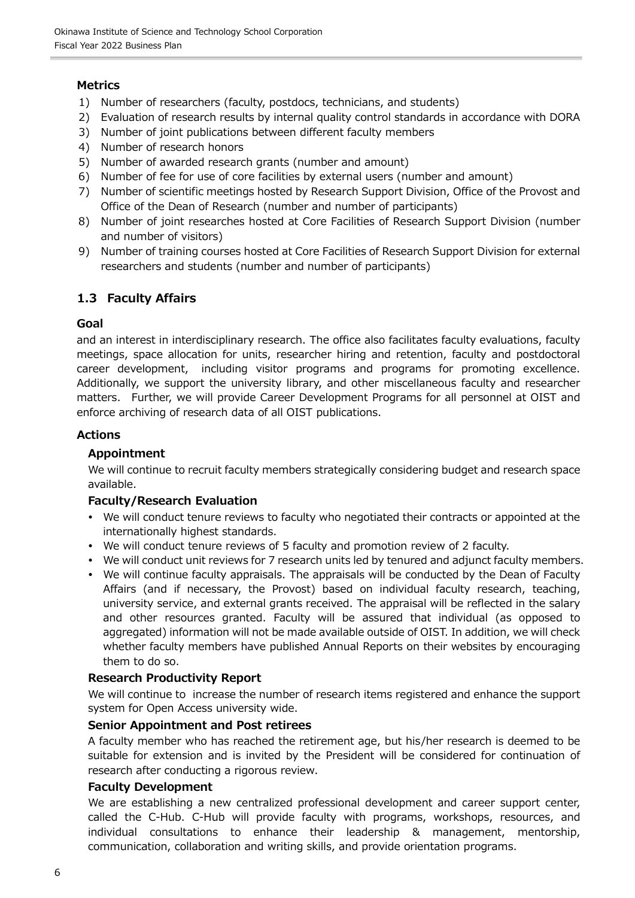### Metrics

1) Number of researchers (faculty, postdocs, technicians, and students)
2) Evaluation of research results by internal quality control standards in accordance with DORA
3) Number of joint publications between different faculty members
4) Number of research honors
5) Number of awarded research grants (number and amount)
6) Number of fee for use of core facilities by external users (number and amount)
7) Number of scientific meetings hosted by Research Support Division, Office of the Provost and Office of the Dean of Research (number and number of participants)
8) Number of joint researches hosted at Core Facilities of Research Support Division (number and number of visitors)
9) Number of training courses hosted at Core Facilities of Research Support Division for external researchers and students (number and number of participants)

## 1.3 Faculty Affairs

### Goal

and an interest in interdisciplinary research. The office also facilitates faculty evaluations, faculty meetings, space allocation for units, researcher hiring and retention, faculty and postdoctoral career development, including visitor programs and programs for promoting excellence. Additionally, we support the university library, and other miscellaneous faculty and researcher matters. Further, we will provide Career Development Programs for all personnel at OIST and enforce archiving of research data of all OIST publications.

### Actions

#### Appointment

We will continue to recruit faculty members strategically considering budget and research space available.

#### Faculty/Research Evaluation

- We will conduct tenure reviews to faculty who negotiated their contracts or appointed at the internationally highest standards.
- We will conduct tenure reviews of 5 faculty and promotion review of 2 faculty.
- We will conduct unit reviews for 7 research units led by tenured and adjunct faculty members.
- We will continue faculty appraisals. The appraisals will be conducted by the Dean of Faculty Affairs (and if necessary, the Provost) based on individual faculty research, teaching, university service, and external grants received. The appraisal will be reflected in the salary and other resources granted. Faculty will be assured that individual (as opposed to aggregated) information will not be made available outside of OIST. In addition, we will check whether faculty members have published Annual Reports on their websites by encouraging them to do so.

#### Research Productivity Report

We will continue to increase the number of research items registered and enhance the support system for Open Access university wide.

#### Senior Appointment and Post retirees

A faculty member who has reached the retirement age, but his/her research is deemed to be suitable for extension and is invited by the President will be considered for continuation of research after conducting a rigorous review.

#### Faculty Development

We are establishing a new centralized professional development and career support center, called the C-Hub. C-Hub will provide faculty with programs, workshops, resources, and individual consultations to enhance their leadership & management, mentorship, communication, collaboration and writing skills, and provide orientation programs.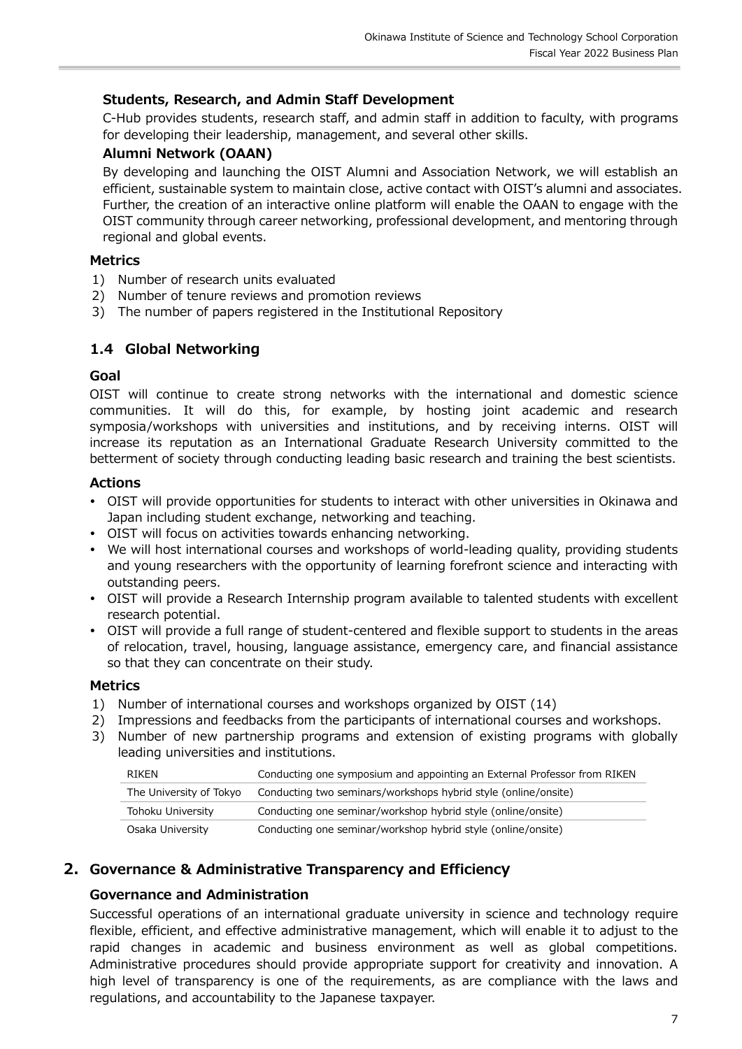### Students, Research, and Admin Staff Development

C-Hub provides students, research staff, and admin staff in addition to faculty, with programs for developing their leadership, management, and several other skills.

### Alumni Network (OAAN)

By developing and launching the OIST Alumni and Association Network, we will establish an efficient, sustainable system to maintain close, active contact with OIST's alumni and associates. Further, the creation of an interactive online platform will enable the OAAN to engage with the OIST community through career networking, professional development, and mentoring through regional and global events.

### Metrics

1) Number of research units evaluated
2) Number of tenure reviews and promotion reviews
3) The number of papers registered in the Institutional Repository

## 1.4 Global Networking

### Goal

OIST will continue to create strong networks with the international and domestic science communities. It will do this, for example, by hosting joint academic and research symposia/workshops with universities and institutions, and by receiving interns. OIST will increase its reputation as an International Graduate Research University committed to the betterment of society through conducting leading basic research and training the best scientists.

### Actions

- OIST will provide opportunities for students to interact with other universities in Okinawa and Japan including student exchange, networking and teaching.
- OIST will focus on activities towards enhancing networking.
- We will host international courses and workshops of world-leading quality, providing students and young researchers with the opportunity of learning forefront science and interacting with outstanding peers.
- OIST will provide a Research Internship program available to talented students with excellent research potential.
- OIST will provide a full range of student-centered and flexible support to students in the areas of relocation, travel, housing, language assistance, emergency care, and financial assistance so that they can concentrate on their study.

### Metrics

1) Number of international courses and workshops organized by OIST (14)
2) Impressions and feedbacks from the participants of international courses and workshops.
3) Number of new partnership programs and extension of existing programs with globally leading universities and institutions.

| | |
|---|---|
| RIKEN | Conducting one symposium and appointing an External Professor from RIKEN |
| The University of Tokyo | Conducting two seminars/workshops hybrid style (online/onsite) |
| Tohoku University | Conducting one seminar/workshop hybrid style (online/onsite) |
| Osaka University | Conducting one seminar/workshop hybrid style (online/onsite) |

# 2. Governance & Administrative Transparency and Efficiency

### Governance and Administration

Successful operations of an international graduate university in science and technology require flexible, efficient, and effective administrative management, which will enable it to adjust to the rapid changes in academic and business environment as well as global competitions. Administrative procedures should provide appropriate support for creativity and innovation. A high level of transparency is one of the requirements, as are compliance with the laws and regulations, and accountability to the Japanese taxpayer.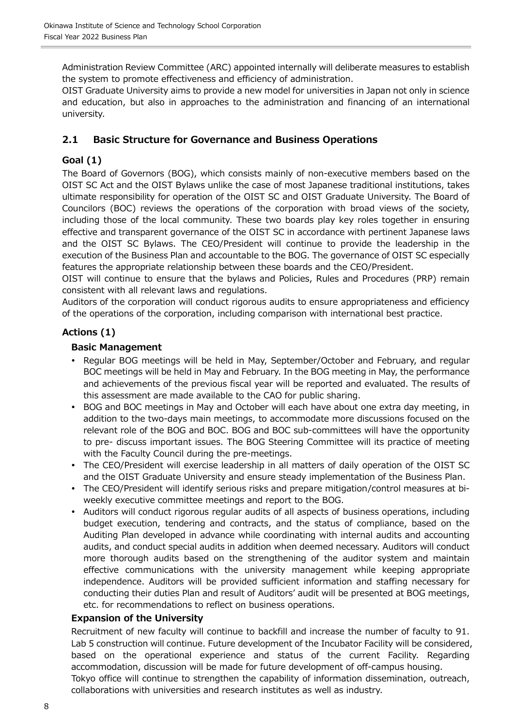Administration Review Committee (ARC) appointed internally will deliberate measures to establish the system to promote effectiveness and efficiency of administration.

OIST Graduate University aims to provide a new model for universities in Japan not only in science and education, but also in approaches to the administration and financing of an international university.

## 2.1 Basic Structure for Governance and Business Operations

### Goal (1)

The Board of Governors (BOG), which consists mainly of non-executive members based on the OIST SC Act and the OIST Bylaws unlike the case of most Japanese traditional institutions, takes ultimate responsibility for operation of the OIST SC and OIST Graduate University. The Board of Councilors (BOC) reviews the operations of the corporation with broad views of the society, including those of the local community. These two boards play key roles together in ensuring effective and transparent governance of the OIST SC in accordance with pertinent Japanese laws and the OIST SC Bylaws. The CEO/President will continue to provide the leadership in the execution of the Business Plan and accountable to the BOG. The governance of OIST SC especially features the appropriate relationship between these boards and the CEO/President.

OIST will continue to ensure that the bylaws and Policies, Rules and Procedures (PRP) remain consistent with all relevant laws and regulations.

Auditors of the corporation will conduct rigorous audits to ensure appropriateness and efficiency of the operations of the corporation, including comparison with international best practice.

### Actions (1)

#### Basic Management

- Regular BOG meetings will be held in May, September/October and February, and regular BOC meetings will be held in May and February. In the BOG meeting in May, the performance and achievements of the previous fiscal year will be reported and evaluated. The results of this assessment are made available to the CAO for public sharing.
- BOG and BOC meetings in May and October will each have about one extra day meeting, in addition to the two-days main meetings, to accommodate more discussions focused on the relevant role of the BOG and BOC. BOG and BOC sub-committees will have the opportunity to pre- discuss important issues. The BOG Steering Committee will its practice of meeting with the Faculty Council during the pre-meetings.
- The CEO/President will exercise leadership in all matters of daily operation of the OIST SC and the OIST Graduate University and ensure steady implementation of the Business Plan.
- The CEO/President will identify serious risks and prepare mitigation/control measures at bi-weekly executive committee meetings and report to the BOG.
- Auditors will conduct rigorous regular audits of all aspects of business operations, including budget execution, tendering and contracts, and the status of compliance, based on the Auditing Plan developed in advance while coordinating with internal audits and accounting audits, and conduct special audits in addition when deemed necessary. Auditors will conduct more thorough audits based on the strengthening of the auditor system and maintain effective communications with the university management while keeping appropriate independence. Auditors will be provided sufficient information and staffing necessary for conducting their duties Plan and result of Auditors' audit will be presented at BOG meetings, etc. for recommendations to reflect on business operations.

#### Expansion of the University

Recruitment of new faculty will continue to backfill and increase the number of faculty to 91. Lab 5 construction will continue. Future development of the Incubator Facility will be considered, based on the operational experience and status of the current Facility. Regarding accommodation, discussion will be made for future development of off-campus housing.

Tokyo office will continue to strengthen the capability of information dissemination, outreach, collaborations with universities and research institutes as well as industry.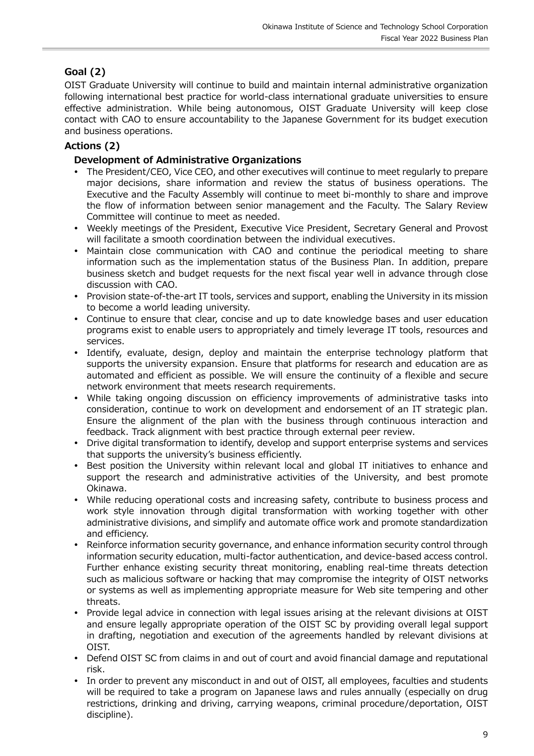## Goal (2)

OIST Graduate University will continue to build and maintain internal administrative organization following international best practice for world-class international graduate universities to ensure effective administration. While being autonomous, OIST Graduate University will keep close contact with CAO to ensure accountability to the Japanese Government for its budget execution and business operations.

## Actions (2)

### Development of Administrative Organizations

- The President/CEO, Vice CEO, and other executives will continue to meet regularly to prepare major decisions, share information and review the status of business operations. The Executive and the Faculty Assembly will continue to meet bi-monthly to share and improve the flow of information between senior management and the Faculty. The Salary Review Committee will continue to meet as needed.
- Weekly meetings of the President, Executive Vice President, Secretary General and Provost will facilitate a smooth coordination between the individual executives.
- Maintain close communication with CAO and continue the periodical meeting to share information such as the implementation status of the Business Plan. In addition, prepare business sketch and budget requests for the next fiscal year well in advance through close discussion with CAO.
- Provision state-of-the-art IT tools, services and support, enabling the University in its mission to become a world leading university.
- Continue to ensure that clear, concise and up to date knowledge bases and user education programs exist to enable users to appropriately and timely leverage IT tools, resources and services.
- Identify, evaluate, design, deploy and maintain the enterprise technology platform that supports the university expansion. Ensure that platforms for research and education are as automated and efficient as possible. We will ensure the continuity of a flexible and secure network environment that meets research requirements.
- While taking ongoing discussion on efficiency improvements of administrative tasks into consideration, continue to work on development and endorsement of an IT strategic plan. Ensure the alignment of the plan with the business through continuous interaction and feedback. Track alignment with best practice through external peer review.
- Drive digital transformation to identify, develop and support enterprise systems and services that supports the university's business efficiently.
- Best position the University within relevant local and global IT initiatives to enhance and support the research and administrative activities of the University, and best promote Okinawa.
- While reducing operational costs and increasing safety, contribute to business process and work style innovation through digital transformation with working together with other administrative divisions, and simplify and automate office work and promote standardization and efficiency.
- Reinforce information security governance, and enhance information security control through information security education, multi-factor authentication, and device-based access control. Further enhance existing security threat monitoring, enabling real-time threats detection such as malicious software or hacking that may compromise the integrity of OIST networks or systems as well as implementing appropriate measure for Web site tempering and other threats.
- Provide legal advice in connection with legal issues arising at the relevant divisions at OIST and ensure legally appropriate operation of the OIST SC by providing overall legal support in drafting, negotiation and execution of the agreements handled by relevant divisions at OIST.
- Defend OIST SC from claims in and out of court and avoid financial damage and reputational risk.
- In order to prevent any misconduct in and out of OIST, all employees, faculties and students will be required to take a program on Japanese laws and rules annually (especially on drug restrictions, drinking and driving, carrying weapons, criminal procedure/deportation, OIST discipline).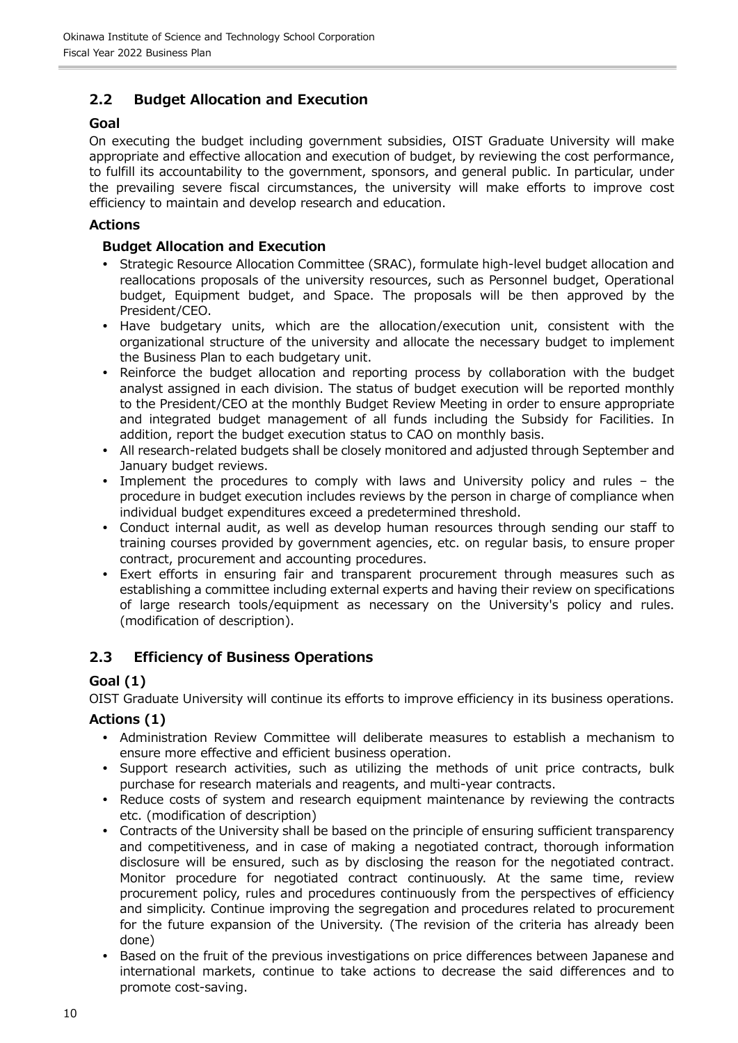## 2.2 Budget Allocation and Execution

### Goal

On executing the budget including government subsidies, OIST Graduate University will make appropriate and effective allocation and execution of budget, by reviewing the cost performance, to fulfill its accountability to the government, sponsors, and general public. In particular, under the prevailing severe fiscal circumstances, the university will make efforts to improve cost efficiency to maintain and develop research and education.

### Actions

#### Budget Allocation and Execution

- Strategic Resource Allocation Committee (SRAC), formulate high-level budget allocation and reallocations proposals of the university resources, such as Personnel budget, Operational budget, Equipment budget, and Space. The proposals will be then approved by the President/CEO.
- Have budgetary units, which are the allocation/execution unit, consistent with the organizational structure of the university and allocate the necessary budget to implement the Business Plan to each budgetary unit.
- Reinforce the budget allocation and reporting process by collaboration with the budget analyst assigned in each division. The status of budget execution will be reported monthly to the President/CEO at the monthly Budget Review Meeting in order to ensure appropriate and integrated budget management of all funds including the Subsidy for Facilities. In addition, report the budget execution status to CAO on monthly basis.
- All research-related budgets shall be closely monitored and adjusted through September and January budget reviews.
- Implement the procedures to comply with laws and University policy and rules – the procedure in budget execution includes reviews by the person in charge of compliance when individual budget expenditures exceed a predetermined threshold.
- Conduct internal audit, as well as develop human resources through sending our staff to training courses provided by government agencies, etc. on regular basis, to ensure proper contract, procurement and accounting procedures.
- Exert efforts in ensuring fair and transparent procurement through measures such as establishing a committee including external experts and having their review on specifications of large research tools/equipment as necessary on the University's policy and rules. (modification of description).

## 2.3 Efficiency of Business Operations

### Goal (1)

OIST Graduate University will continue its efforts to improve efficiency in its business operations.

### Actions (1)

- Administration Review Committee will deliberate measures to establish a mechanism to ensure more effective and efficient business operation.
- Support research activities, such as utilizing the methods of unit price contracts, bulk purchase for research materials and reagents, and multi-year contracts.
- Reduce costs of system and research equipment maintenance by reviewing the contracts etc. (modification of description)
- Contracts of the University shall be based on the principle of ensuring sufficient transparency and competitiveness, and in case of making a negotiated contract, thorough information disclosure will be ensured, such as by disclosing the reason for the negotiated contract. Monitor procedure for negotiated contract continuously. At the same time, review procurement policy, rules and procedures continuously from the perspectives of efficiency and simplicity. Continue improving the segregation and procedures related to procurement for the future expansion of the University. (The revision of the criteria has already been done)
- Based on the fruit of the previous investigations on price differences between Japanese and international markets, continue to take actions to decrease the said differences and to promote cost-saving.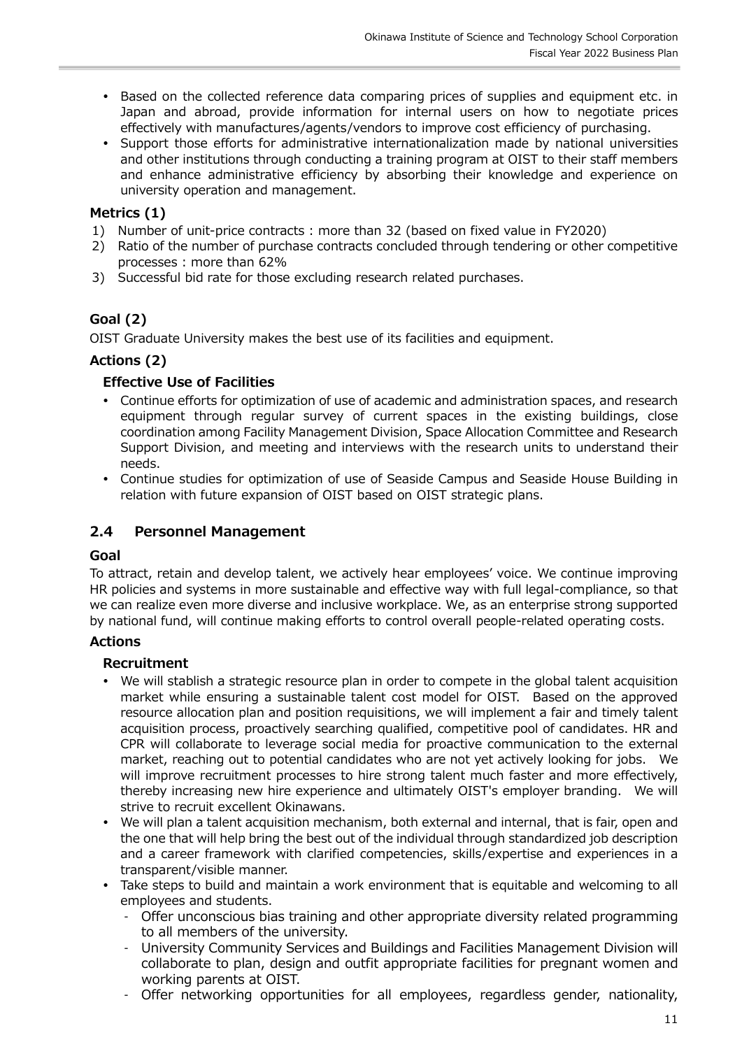- Based on the collected reference data comparing prices of supplies and equipment etc. in Japan and abroad, provide information for internal users on how to negotiate prices effectively with manufactures/agents/vendors to improve cost efficiency of purchasing.
- Support those efforts for administrative internationalization made by national universities and other institutions through conducting a training program at OIST to their staff members and enhance administrative efficiency by absorbing their knowledge and experience on university operation and management.

### Metrics (1)

1) Number of unit-price contracts : more than 32 (based on fixed value in FY2020)
2) Ratio of the number of purchase contracts concluded through tendering or other competitive processes : more than 62%
3) Successful bid rate for those excluding research related purchases.

### Goal (2)

OIST Graduate University makes the best use of its facilities and equipment.

### Actions (2)

#### Effective Use of Facilities

- Continue efforts for optimization of use of academic and administration spaces, and research equipment through regular survey of current spaces in the existing buildings, close coordination among Facility Management Division, Space Allocation Committee and Research Support Division, and meeting and interviews with the research units to understand their needs.
- Continue studies for optimization of use of Seaside Campus and Seaside House Building in relation with future expansion of OIST based on OIST strategic plans.

## 2.4 Personnel Management

### Goal

To attract, retain and develop talent, we actively hear employees' voice. We continue improving HR policies and systems in more sustainable and effective way with full legal-compliance, so that we can realize even more diverse and inclusive workplace. We, as an enterprise strong supported by national fund, will continue making efforts to control overall people-related operating costs.

### Actions

#### Recruitment

- We will stablish a strategic resource plan in order to compete in the global talent acquisition market while ensuring a sustainable talent cost model for OIST. Based on the approved resource allocation plan and position requisitions, we will implement a fair and timely talent acquisition process, proactively searching qualified, competitive pool of candidates. HR and CPR will collaborate to leverage social media for proactive communication to the external market, reaching out to potential candidates who are not yet actively looking for jobs. We will improve recruitment processes to hire strong talent much faster and more effectively, thereby increasing new hire experience and ultimately OIST's employer branding. We will strive to recruit excellent Okinawans.
- We will plan a talent acquisition mechanism, both external and internal, that is fair, open and the one that will help bring the best out of the individual through standardized job description and a career framework with clarified competencies, skills/expertise and experiences in a transparent/visible manner.
- Take steps to build and maintain a work environment that is equitable and welcoming to all employees and students.
  - Offer unconscious bias training and other appropriate diversity related programming to all members of the university.
  - University Community Services and Buildings and Facilities Management Division will collaborate to plan, design and outfit appropriate facilities for pregnant women and working parents at OIST.
  - Offer networking opportunities for all employees, regardless gender, nationality,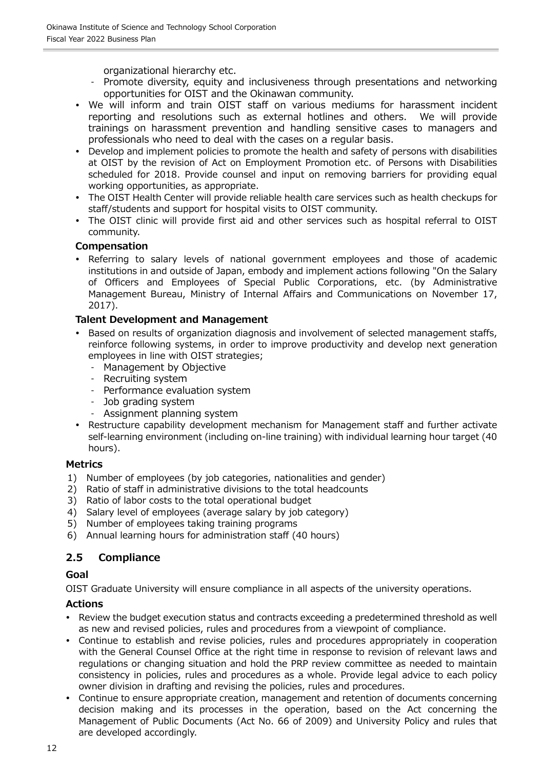organizational hierarchy etc.
  - Promote diversity, equity and inclusiveness through presentations and networking opportunities for OIST and the Okinawan community.
- We will inform and train OIST staff on various mediums for harassment incident reporting and resolutions such as external hotlines and others. We will provide trainings on harassment prevention and handling sensitive cases to managers and professionals who need to deal with the cases on a regular basis.
- Develop and implement policies to promote the health and safety of persons with disabilities at OIST by the revision of Act on Employment Promotion etc. of Persons with Disabilities scheduled for 2018. Provide counsel and input on removing barriers for providing equal working opportunities, as appropriate.
- The OIST Health Center will provide reliable health care services such as health checkups for staff/students and support for hospital visits to OIST community.
- The OIST clinic will provide first aid and other services such as hospital referral to OIST community.

### Compensation

- Referring to salary levels of national government employees and those of academic institutions in and outside of Japan, embody and implement actions following "On the Salary of Officers and Employees of Special Public Corporations, etc. (by Administrative Management Bureau, Ministry of Internal Affairs and Communications on November 17, 2017).

### Talent Development and Management

- Based on results of organization diagnosis and involvement of selected management staffs, reinforce following systems, in order to improve productivity and develop next generation employees in line with OIST strategies;
  - Management by Objective
  - Recruiting system
  - Performance evaluation system
  - Job grading system
  - Assignment planning system
- Restructure capability development mechanism for Management staff and further activate self-learning environment (including on-line training) with individual learning hour target (40 hours).

### Metrics

1) Number of employees (by job categories, nationalities and gender)
2) Ratio of staff in administrative divisions to the total headcounts
3) Ratio of labor costs to the total operational budget
4) Salary level of employees (average salary by job category)
5) Number of employees taking training programs
6) Annual learning hours for administration staff (40 hours)

## 2.5 Compliance

### Goal

OIST Graduate University will ensure compliance in all aspects of the university operations.

### Actions

- Review the budget execution status and contracts exceeding a predetermined threshold as well as new and revised policies, rules and procedures from a viewpoint of compliance.
- Continue to establish and revise policies, rules and procedures appropriately in cooperation with the General Counsel Office at the right time in response to revision of relevant laws and regulations or changing situation and hold the PRP review committee as needed to maintain consistency in policies, rules and procedures as a whole. Provide legal advice to each policy owner division in drafting and revising the policies, rules and procedures.
- Continue to ensure appropriate creation, management and retention of documents concerning decision making and its processes in the operation, based on the Act concerning the Management of Public Documents (Act No. 66 of 2009) and University Policy and rules that are developed accordingly.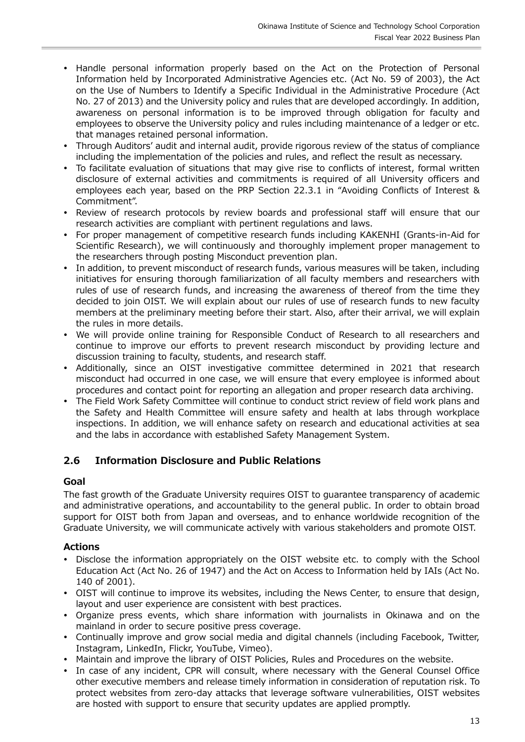- Handle personal information properly based on the Act on the Protection of Personal Information held by Incorporated Administrative Agencies etc. (Act No. 59 of 2003), the Act on the Use of Numbers to Identify a Specific Individual in the Administrative Procedure (Act No. 27 of 2013) and the University policy and rules that are developed accordingly. In addition, awareness on personal information is to be improved through obligation for faculty and employees to observe the University policy and rules including maintenance of a ledger or etc. that manages retained personal information.
- Through Auditors' audit and internal audit, provide rigorous review of the status of compliance including the implementation of the policies and rules, and reflect the result as necessary.
- To facilitate evaluation of situations that may give rise to conflicts of interest, formal written disclosure of external activities and commitments is required of all University officers and employees each year, based on the PRP Section 22.3.1 in "Avoiding Conflicts of Interest & Commitment".
- Review of research protocols by review boards and professional staff will ensure that our research activities are compliant with pertinent regulations and laws.
- For proper management of competitive research funds including KAKENHI (Grants-in-Aid for Scientific Research), we will continuously and thoroughly implement proper management to the researchers through posting Misconduct prevention plan.
- In addition, to prevent misconduct of research funds, various measures will be taken, including initiatives for ensuring thorough familiarization of all faculty members and researchers with rules of use of research funds, and increasing the awareness of thereof from the time they decided to join OIST. We will explain about our rules of use of research funds to new faculty members at the preliminary meeting before their start. Also, after their arrival, we will explain the rules in more details.
- We will provide online training for Responsible Conduct of Research to all researchers and continue to improve our efforts to prevent research misconduct by providing lecture and discussion training to faculty, students, and research staff.
- Additionally, since an OIST investigative committee determined in 2021 that research misconduct had occurred in one case, we will ensure that every employee is informed about procedures and contact point for reporting an allegation and proper research data archiving.
- The Field Work Safety Committee will continue to conduct strict review of field work plans and the Safety and Health Committee will ensure safety and health at labs through workplace inspections. In addition, we will enhance safety on research and educational activities at sea and the labs in accordance with established Safety Management System.

## 2.6 Information Disclosure and Public Relations

### Goal

The fast growth of the Graduate University requires OIST to guarantee transparency of academic and administrative operations, and accountability to the general public. In order to obtain broad support for OIST both from Japan and overseas, and to enhance worldwide recognition of the Graduate University, we will communicate actively with various stakeholders and promote OIST.

### Actions

- Disclose the information appropriately on the OIST website etc. to comply with the School Education Act (Act No. 26 of 1947) and the Act on Access to Information held by IAIs (Act No. 140 of 2001).
- OIST will continue to improve its websites, including the News Center, to ensure that design, layout and user experience are consistent with best practices.
- Organize press events, which share information with journalists in Okinawa and on the mainland in order to secure positive press coverage.
- Continually improve and grow social media and digital channels (including Facebook, Twitter, Instagram, LinkedIn, Flickr, YouTube, Vimeo).
- Maintain and improve the library of OIST Policies, Rules and Procedures on the website.
- In case of any incident, CPR will consult, where necessary with the General Counsel Office other executive members and release timely information in consideration of reputation risk. To protect websites from zero-day attacks that leverage software vulnerabilities, OIST websites are hosted with support to ensure that security updates are applied promptly.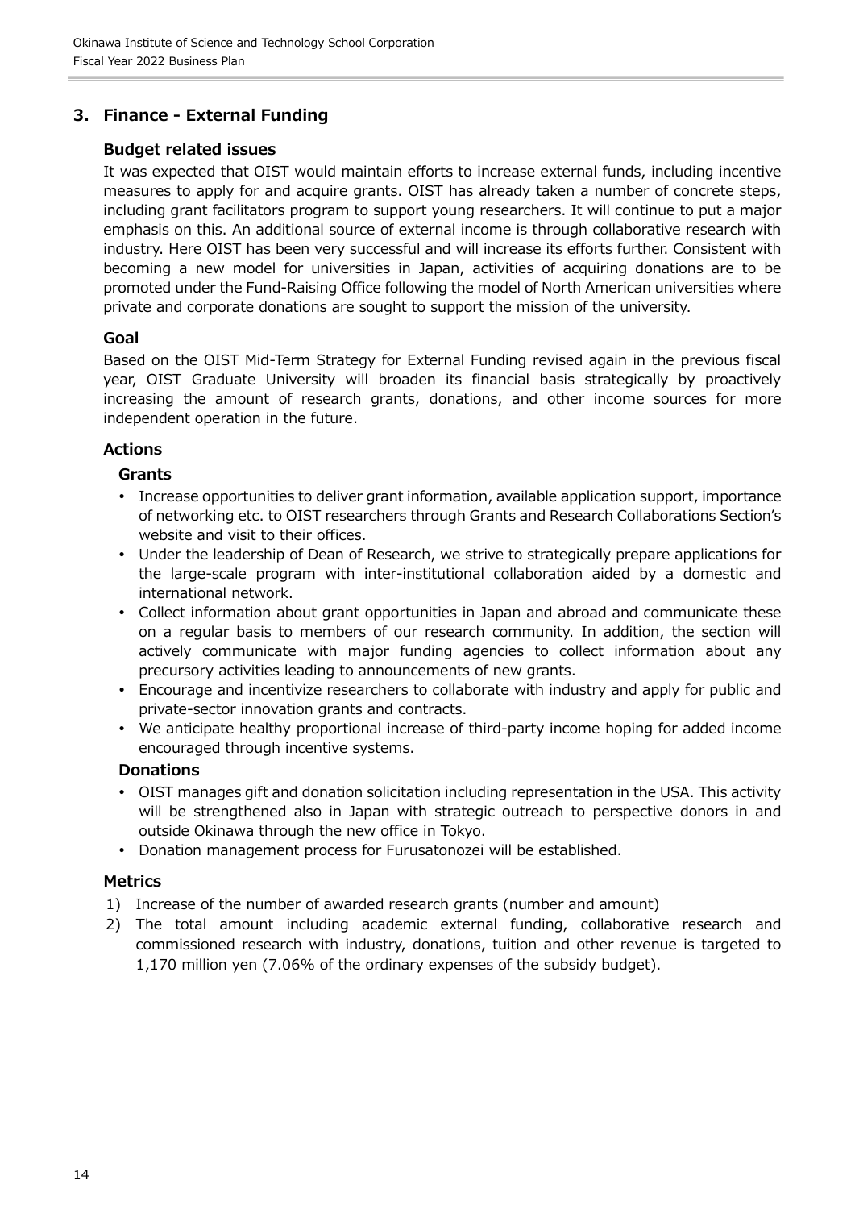## 3. Finance - External Funding

### Budget related issues

It was expected that OIST would maintain efforts to increase external funds, including incentive measures to apply for and acquire grants. OIST has already taken a number of concrete steps, including grant facilitators program to support young researchers. It will continue to put a major emphasis on this. An additional source of external income is through collaborative research with industry. Here OIST has been very successful and will increase its efforts further. Consistent with becoming a new model for universities in Japan, activities of acquiring donations are to be promoted under the Fund-Raising Office following the model of North American universities where private and corporate donations are sought to support the mission of the university.

### Goal

Based on the OIST Mid-Term Strategy for External Funding revised again in the previous fiscal year, OIST Graduate University will broaden its financial basis strategically by proactively increasing the amount of research grants, donations, and other income sources for more independent operation in the future.

### Actions

#### Grants

- Increase opportunities to deliver grant information, available application support, importance of networking etc. to OIST researchers through Grants and Research Collaborations Section's website and visit to their offices.
- Under the leadership of Dean of Research, we strive to strategically prepare applications for the large-scale program with inter-institutional collaboration aided by a domestic and international network.
- Collect information about grant opportunities in Japan and abroad and communicate these on a regular basis to members of our research community. In addition, the section will actively communicate with major funding agencies to collect information about any precursory activities leading to announcements of new grants.
- Encourage and incentivize researchers to collaborate with industry and apply for public and private-sector innovation grants and contracts.
- We anticipate healthy proportional increase of third-party income hoping for added income encouraged through incentive systems.

#### Donations

- OIST manages gift and donation solicitation including representation in the USA. This activity will be strengthened also in Japan with strategic outreach to perspective donors in and outside Okinawa through the new office in Tokyo.
- Donation management process for Furusatonozei will be established.

### Metrics

1) Increase of the number of awarded research grants (number and amount)
2) The total amount including academic external funding, collaborative research and commissioned research with industry, donations, tuition and other revenue is targeted to 1,170 million yen (7.06% of the ordinary expenses of the subsidy budget).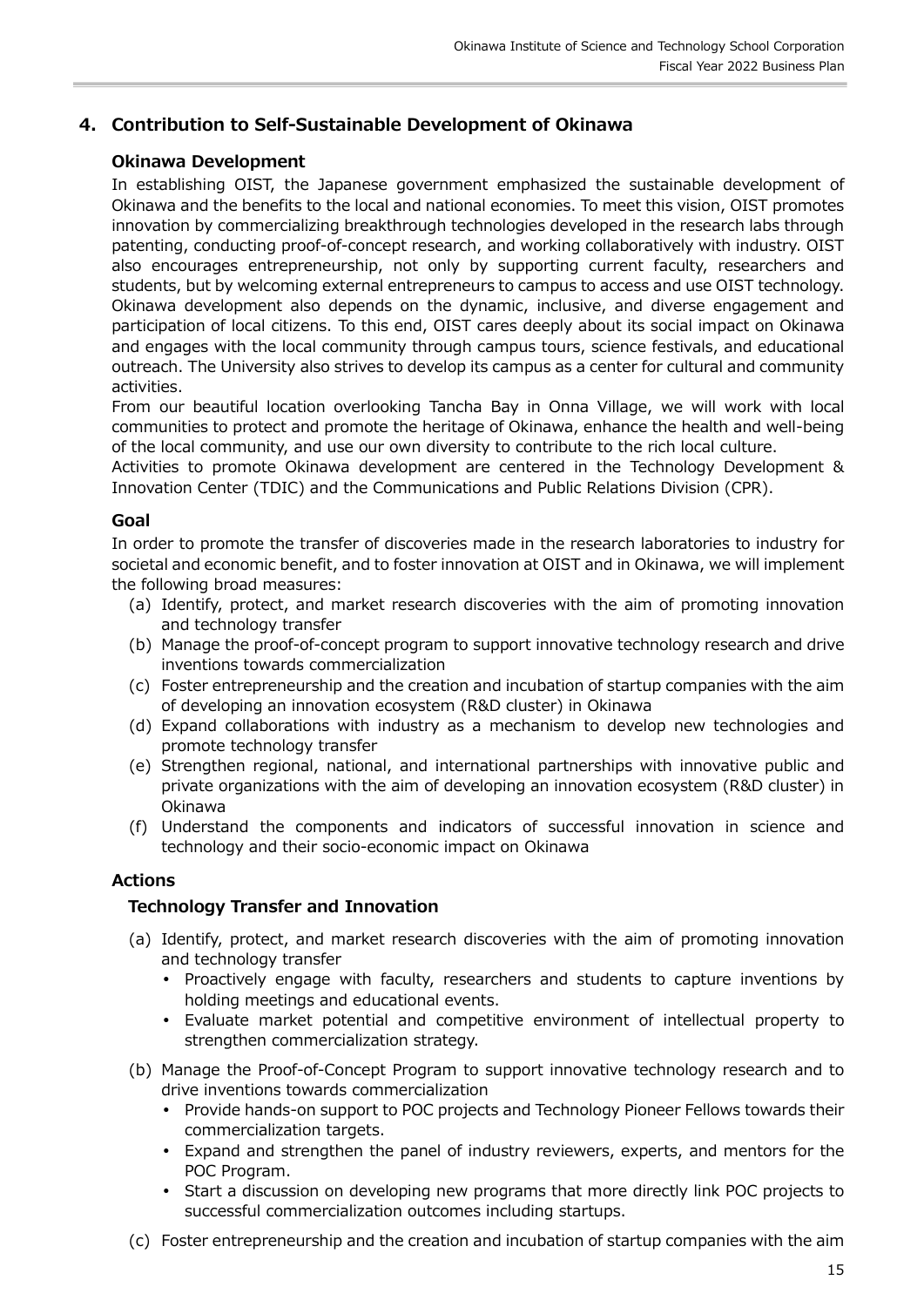## 4. Contribution to Self-Sustainable Development of Okinawa

### Okinawa Development

In establishing OIST, the Japanese government emphasized the sustainable development of Okinawa and the benefits to the local and national economies. To meet this vision, OIST promotes innovation by commercializing breakthrough technologies developed in the research labs through patenting, conducting proof-of-concept research, and working collaboratively with industry. OIST also encourages entrepreneurship, not only by supporting current faculty, researchers and students, but by welcoming external entrepreneurs to campus to access and use OIST technology. Okinawa development also depends on the dynamic, inclusive, and diverse engagement and participation of local citizens. To this end, OIST cares deeply about its social impact on Okinawa and engages with the local community through campus tours, science festivals, and educational outreach. The University also strives to develop its campus as a center for cultural and community activities.

From our beautiful location overlooking Tancha Bay in Onna Village, we will work with local communities to protect and promote the heritage of Okinawa, enhance the health and well-being of the local community, and use our own diversity to contribute to the rich local culture.

Activities to promote Okinawa development are centered in the Technology Development & Innovation Center (TDIC) and the Communications and Public Relations Division (CPR).

### Goal

In order to promote the transfer of discoveries made in the research laboratories to industry for societal and economic benefit, and to foster innovation at OIST and in Okinawa, we will implement the following broad measures:

(a) Identify, protect, and market research discoveries with the aim of promoting innovation and technology transfer
(b) Manage the proof-of-concept program to support innovative technology research and drive inventions towards commercialization
(c) Foster entrepreneurship and the creation and incubation of startup companies with the aim of developing an innovation ecosystem (R&D cluster) in Okinawa
(d) Expand collaborations with industry as a mechanism to develop new technologies and promote technology transfer
(e) Strengthen regional, national, and international partnerships with innovative public and private organizations with the aim of developing an innovation ecosystem (R&D cluster) in Okinawa
(f) Understand the components and indicators of successful innovation in science and technology and their socio-economic impact on Okinawa

### Actions

#### Technology Transfer and Innovation

(a) Identify, protect, and market research discoveries with the aim of promoting innovation and technology transfer
- Proactively engage with faculty, researchers and students to capture inventions by holding meetings and educational events.
- Evaluate market potential and competitive environment of intellectual property to strengthen commercialization strategy.

(b) Manage the Proof-of-Concept Program to support innovative technology research and to drive inventions towards commercialization
- Provide hands-on support to POC projects and Technology Pioneer Fellows towards their commercialization targets.
- Expand and strengthen the panel of industry reviewers, experts, and mentors for the POC Program.
- Start a discussion on developing new programs that more directly link POC projects to successful commercialization outcomes including startups.

(c) Foster entrepreneurship and the creation and incubation of startup companies with the aim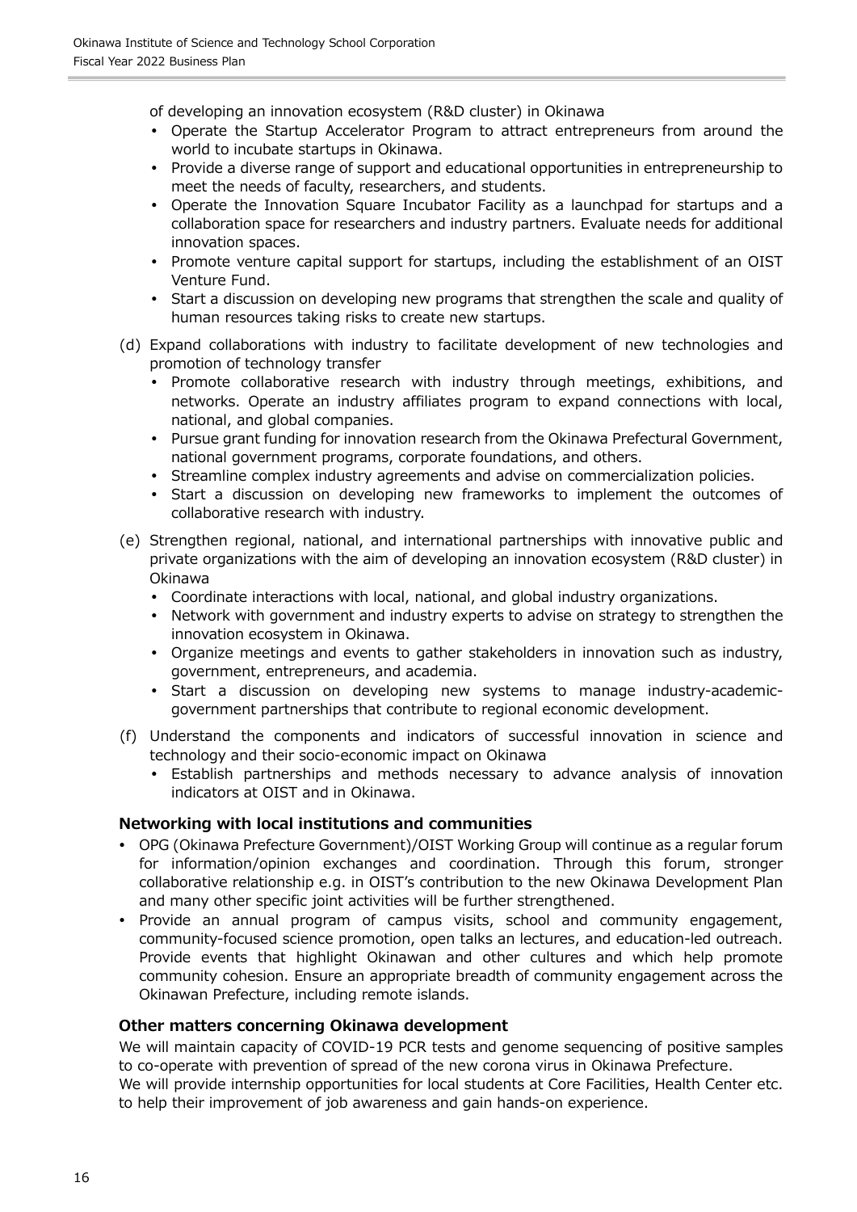of developing an innovation ecosystem (R&D cluster) in Okinawa

- Operate the Startup Accelerator Program to attract entrepreneurs from around the world to incubate startups in Okinawa.
- Provide a diverse range of support and educational opportunities in entrepreneurship to meet the needs of faculty, researchers, and students.
- Operate the Innovation Square Incubator Facility as a launchpad for startups and a collaboration space for researchers and industry partners. Evaluate needs for additional innovation spaces.
- Promote venture capital support for startups, including the establishment of an OIST Venture Fund.
- Start a discussion on developing new programs that strengthen the scale and quality of human resources taking risks to create new startups.

(d) Expand collaborations with industry to facilitate development of new technologies and promotion of technology transfer

- Promote collaborative research with industry through meetings, exhibitions, and networks. Operate an industry affiliates program to expand connections with local, national, and global companies.
- Pursue grant funding for innovation research from the Okinawa Prefectural Government, national government programs, corporate foundations, and others.
- Streamline complex industry agreements and advise on commercialization policies.
- Start a discussion on developing new frameworks to implement the outcomes of collaborative research with industry.

(e) Strengthen regional, national, and international partnerships with innovative public and private organizations with the aim of developing an innovation ecosystem (R&D cluster) in Okinawa

- Coordinate interactions with local, national, and global industry organizations.
- Network with government and industry experts to advise on strategy to strengthen the innovation ecosystem in Okinawa.
- Organize meetings and events to gather stakeholders in innovation such as industry, government, entrepreneurs, and academia.
- Start a discussion on developing new systems to manage industry-academic-government partnerships that contribute to regional economic development.

(f) Understand the components and indicators of successful innovation in science and technology and their socio-economic impact on Okinawa

- Establish partnerships and methods necessary to advance analysis of innovation indicators at OIST and in Okinawa.

### Networking with local institutions and communities

- OPG (Okinawa Prefecture Government)/OIST Working Group will continue as a regular forum for information/opinion exchanges and coordination. Through this forum, stronger collaborative relationship e.g. in OIST's contribution to the new Okinawa Development Plan and many other specific joint activities will be further strengthened.
- Provide an annual program of campus visits, school and community engagement, community-focused science promotion, open talks an lectures, and education-led outreach. Provide events that highlight Okinawan and other cultures and which help promote community cohesion. Ensure an appropriate breadth of community engagement across the Okinawan Prefecture, including remote islands.

### Other matters concerning Okinawa development

We will maintain capacity of COVID-19 PCR tests and genome sequencing of positive samples to co-operate with prevention of spread of the new corona virus in Okinawa Prefecture.
We will provide internship opportunities for local students at Core Facilities, Health Center etc. to help their improvement of job awareness and gain hands-on experience.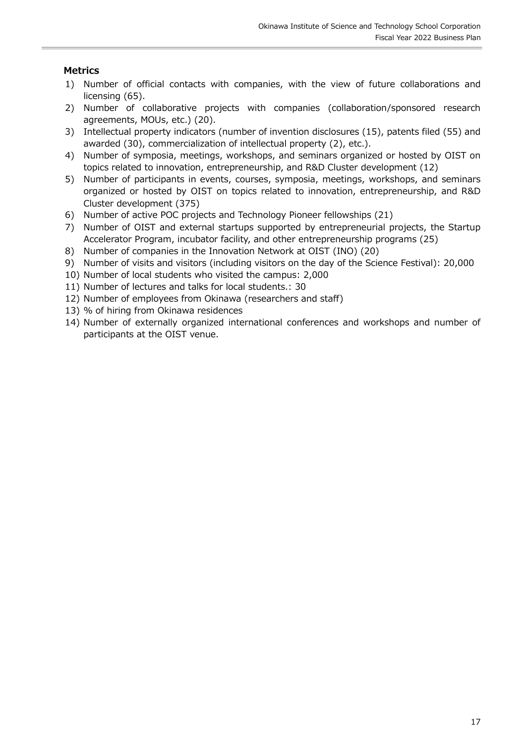**Metrics**

1) Number of official contacts with companies, with the view of future collaborations and licensing (65).
2) Number of collaborative projects with companies (collaboration/sponsored research agreements, MOUs, etc.) (20).
3) Intellectual property indicators (number of invention disclosures (15), patents filed (55) and awarded (30), commercialization of intellectual property (2), etc.).
4) Number of symposia, meetings, workshops, and seminars organized or hosted by OIST on topics related to innovation, entrepreneurship, and R&D Cluster development (12)
5) Number of participants in events, courses, symposia, meetings, workshops, and seminars organized or hosted by OIST on topics related to innovation, entrepreneurship, and R&D Cluster development (375)
6) Number of active POC projects and Technology Pioneer fellowships (21)
7) Number of OIST and external startups supported by entrepreneurial projects, the Startup Accelerator Program, incubator facility, and other entrepreneurship programs (25)
8) Number of companies in the Innovation Network at OIST (INO) (20)
9) Number of visits and visitors (including visitors on the day of the Science Festival): 20,000
10) Number of local students who visited the campus: 2,000
11) Number of lectures and talks for local students.: 30
12) Number of employees from Okinawa (researchers and staff)
13) % of hiring from Okinawa residences
14) Number of externally organized international conferences and workshops and number of participants at the OIST venue.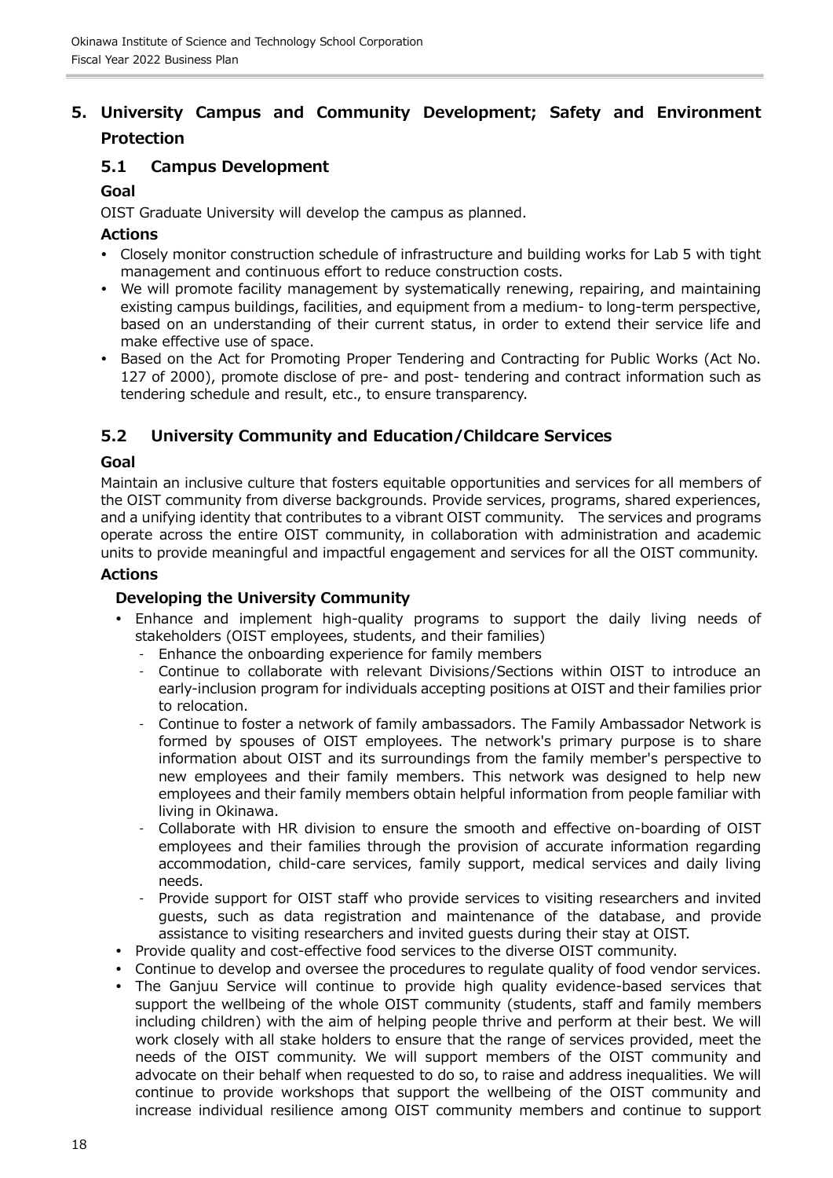## 5. University Campus and Community Development; Safety and Environment Protection

### 5.1 Campus Development

**Goal**

OIST Graduate University will develop the campus as planned.

**Actions**

- Closely monitor construction schedule of infrastructure and building works for Lab 5 with tight management and continuous effort to reduce construction costs.
- We will promote facility management by systematically renewing, repairing, and maintaining existing campus buildings, facilities, and equipment from a medium- to long-term perspective, based on an understanding of their current status, in order to extend their service life and make effective use of space.
- Based on the Act for Promoting Proper Tendering and Contracting for Public Works (Act No. 127 of 2000), promote disclose of pre- and post- tendering and contract information such as tendering schedule and result, etc., to ensure transparency.

### 5.2 University Community and Education/Childcare Services

**Goal**

Maintain an inclusive culture that fosters equitable opportunities and services for all members of the OIST community from diverse backgrounds. Provide services, programs, shared experiences, and a unifying identity that contributes to a vibrant OIST community. The services and programs operate across the entire OIST community, in collaboration with administration and academic units to provide meaningful and impactful engagement and services for all the OIST community.

**Actions**

**Developing the University Community**

- Enhance and implement high-quality programs to support the daily living needs of stakeholders (OIST employees, students, and their families)
  - Enhance the onboarding experience for family members
  - Continue to collaborate with relevant Divisions/Sections within OIST to introduce an early-inclusion program for individuals accepting positions at OIST and their families prior to relocation.
  - Continue to foster a network of family ambassadors. The Family Ambassador Network is formed by spouses of OIST employees. The network's primary purpose is to share information about OIST and its surroundings from the family member's perspective to new employees and their family members. This network was designed to help new employees and their family members obtain helpful information from people familiar with living in Okinawa.
  - Collaborate with HR division to ensure the smooth and effective on-boarding of OIST employees and their families through the provision of accurate information regarding accommodation, child-care services, family support, medical services and daily living needs.
  - Provide support for OIST staff who provide services to visiting researchers and invited guests, such as data registration and maintenance of the database, and provide assistance to visiting researchers and invited guests during their stay at OIST.
- Provide quality and cost-effective food services to the diverse OIST community.
- Continue to develop and oversee the procedures to regulate quality of food vendor services.
- The Ganjuu Service will continue to provide high quality evidence-based services that support the wellbeing of the whole OIST community (students, staff and family members including children) with the aim of helping people thrive and perform at their best. We will work closely with all stake holders to ensure that the range of services provided, meet the needs of the OIST community. We will support members of the OIST community and advocate on their behalf when requested to do so, to raise and address inequalities. We will continue to provide workshops that support the wellbeing of the OIST community and increase individual resilience among OIST community members and continue to support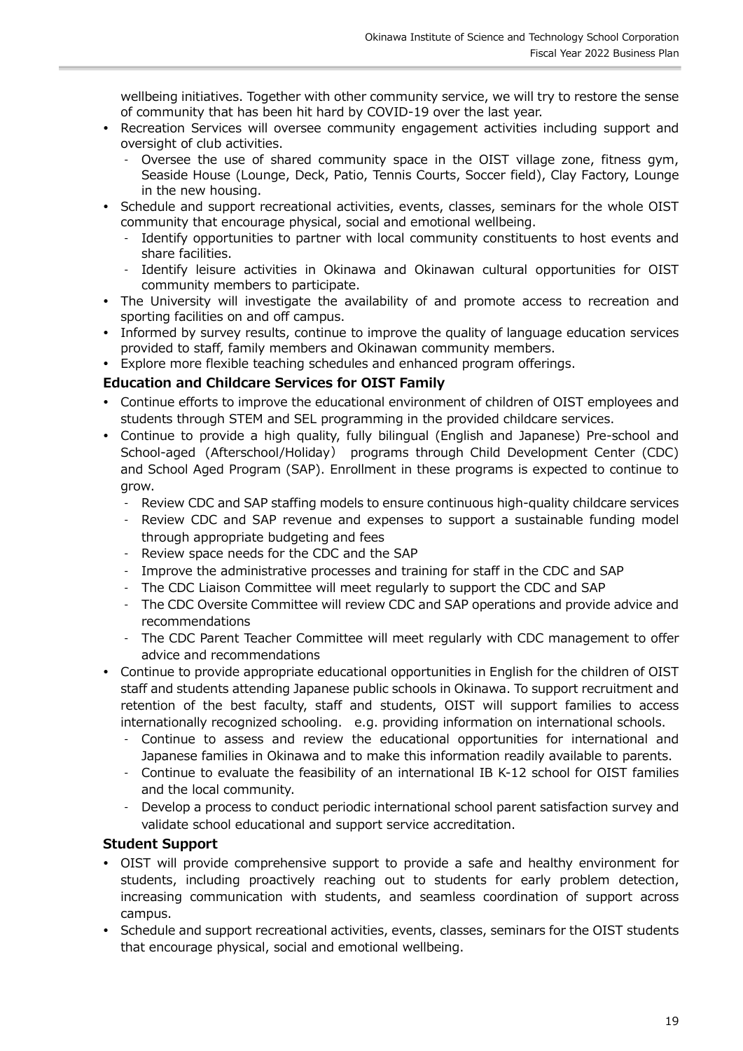wellbeing initiatives. Together with other community service, we will try to restore the sense of community that has been hit hard by COVID-19 over the last year.

- Recreation Services will oversee community engagement activities including support and oversight of club activities.
  - Oversee the use of shared community space in the OIST village zone, fitness gym, Seaside House (Lounge, Deck, Patio, Tennis Courts, Soccer field), Clay Factory, Lounge in the new housing.
- Schedule and support recreational activities, events, classes, seminars for the whole OIST community that encourage physical, social and emotional wellbeing.
  - Identify opportunities to partner with local community constituents to host events and share facilities.
  - Identify leisure activities in Okinawa and Okinawan cultural opportunities for OIST community members to participate.
- The University will investigate the availability of and promote access to recreation and sporting facilities on and off campus.
- Informed by survey results, continue to improve the quality of language education services provided to staff, family members and Okinawan community members.
- Explore more flexible teaching schedules and enhanced program offerings.

### Education and Childcare Services for OIST Family

- Continue efforts to improve the educational environment of children of OIST employees and students through STEM and SEL programming in the provided childcare services.
- Continue to provide a high quality, fully bilingual (English and Japanese) Pre-school and School-aged (Afterschool/Holiday) programs through Child Development Center (CDC) and School Aged Program (SAP). Enrollment in these programs is expected to continue to grow.
  - Review CDC and SAP staffing models to ensure continuous high-quality childcare services
  - Review CDC and SAP revenue and expenses to support a sustainable funding model through appropriate budgeting and fees
  - Review space needs for the CDC and the SAP
  - Improve the administrative processes and training for staff in the CDC and SAP
  - The CDC Liaison Committee will meet regularly to support the CDC and SAP
  - The CDC Oversite Committee will review CDC and SAP operations and provide advice and recommendations
  - The CDC Parent Teacher Committee will meet regularly with CDC management to offer advice and recommendations
- Continue to provide appropriate educational opportunities in English for the children of OIST staff and students attending Japanese public schools in Okinawa. To support recruitment and retention of the best faculty, staff and students, OIST will support families to access internationally recognized schooling. e.g. providing information on international schools.
  - Continue to assess and review the educational opportunities for international and Japanese families in Okinawa and to make this information readily available to parents.
  - Continue to evaluate the feasibility of an international IB K-12 school for OIST families and the local community.
  - Develop a process to conduct periodic international school parent satisfaction survey and validate school educational and support service accreditation.

### Student Support

- OIST will provide comprehensive support to provide a safe and healthy environment for students, including proactively reaching out to students for early problem detection, increasing communication with students, and seamless coordination of support across campus.
- Schedule and support recreational activities, events, classes, seminars for the OIST students that encourage physical, social and emotional wellbeing.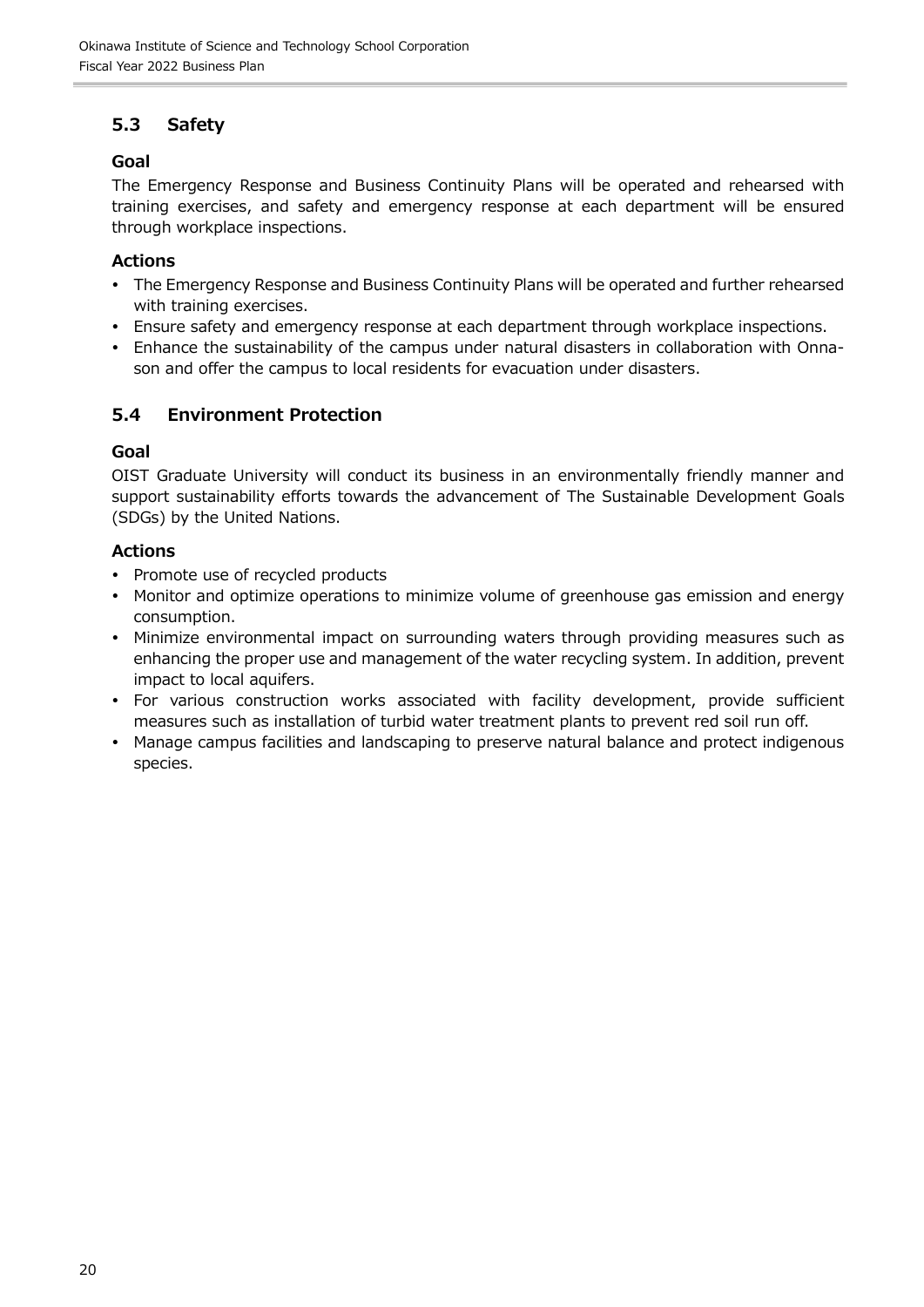## 5.3 Safety

### Goal

The Emergency Response and Business Continuity Plans will be operated and rehearsed with training exercises, and safety and emergency response at each department will be ensured through workplace inspections.

### Actions

- The Emergency Response and Business Continuity Plans will be operated and further rehearsed with training exercises.
- Ensure safety and emergency response at each department through workplace inspections.
- Enhance the sustainability of the campus under natural disasters in collaboration with Onna-son and offer the campus to local residents for evacuation under disasters.

## 5.4 Environment Protection

### Goal

OIST Graduate University will conduct its business in an environmentally friendly manner and support sustainability efforts towards the advancement of The Sustainable Development Goals (SDGs) by the United Nations.

### Actions

- Promote use of recycled products
- Monitor and optimize operations to minimize volume of greenhouse gas emission and energy consumption.
- Minimize environmental impact on surrounding waters through providing measures such as enhancing the proper use and management of the water recycling system. In addition, prevent impact to local aquifers.
- For various construction works associated with facility development, provide sufficient measures such as installation of turbid water treatment plants to prevent red soil run off.
- Manage campus facilities and landscaping to preserve natural balance and protect indigenous species.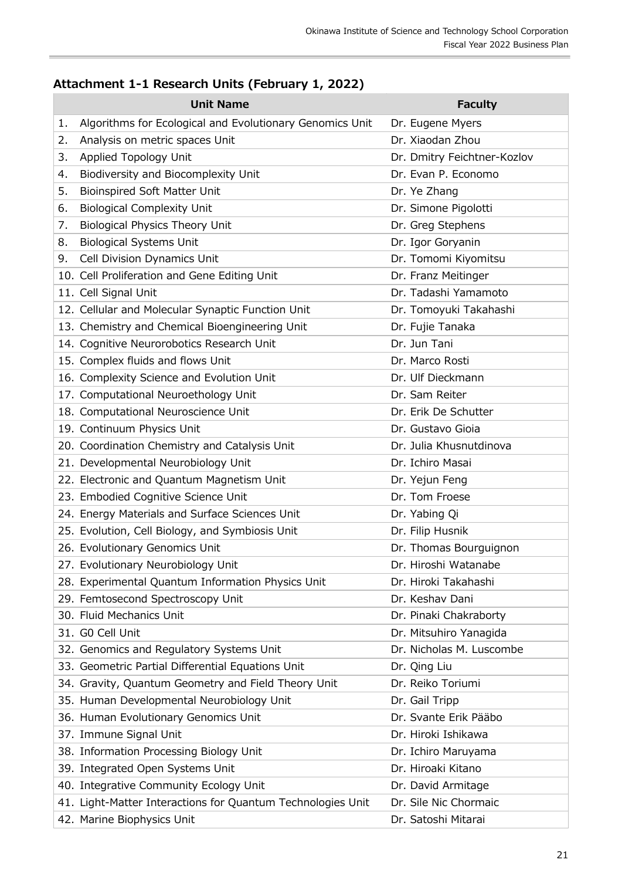## Attachment 1-1 Research Units (February 1, 2022)

| Unit Name | Faculty |
|---|---|
| 1. Algorithms for Ecological and Evolutionary Genomics Unit | Dr. Eugene Myers |
| 2. Analysis on metric spaces Unit | Dr. Xiaodan Zhou |
| 3. Applied Topology Unit | Dr. Dmitry Feichtner-Kozlov |
| 4. Biodiversity and Biocomplexity Unit | Dr. Evan P. Economo |
| 5. Bioinspired Soft Matter Unit | Dr. Ye Zhang |
| 6. Biological Complexity Unit | Dr. Simone Pigolotti |
| 7. Biological Physics Theory Unit | Dr. Greg Stephens |
| 8. Biological Systems Unit | Dr. Igor Goryanin |
| 9. Cell Division Dynamics Unit | Dr. Tomomi Kiyomitsu |
| 10. Cell Proliferation and Gene Editing Unit | Dr. Franz Meitinger |
| 11. Cell Signal Unit | Dr. Tadashi Yamamoto |
| 12. Cellular and Molecular Synaptic Function Unit | Dr. Tomoyuki Takahashi |
| 13. Chemistry and Chemical Bioengineering Unit | Dr. Fujie Tanaka |
| 14. Cognitive Neurorobotics Research Unit | Dr. Jun Tani |
| 15. Complex fluids and flows Unit | Dr. Marco Rosti |
| 16. Complexity Science and Evolution Unit | Dr. Ulf Dieckmann |
| 17. Computational Neuroethology Unit | Dr. Sam Reiter |
| 18. Computational Neuroscience Unit | Dr. Erik De Schutter |
| 19. Continuum Physics Unit | Dr. Gustavo Gioia |
| 20. Coordination Chemistry and Catalysis Unit | Dr. Julia Khusnutdinova |
| 21. Developmental Neurobiology Unit | Dr. Ichiro Masai |
| 22. Electronic and Quantum Magnetism Unit | Dr. Yejun Feng |
| 23. Embodied Cognitive Science Unit | Dr. Tom Froese |
| 24. Energy Materials and Surface Sciences Unit | Dr. Yabing Qi |
| 25. Evolution, Cell Biology, and Symbiosis Unit | Dr. Filip Husnik |
| 26. Evolutionary Genomics Unit | Dr. Thomas Bourguignon |
| 27. Evolutionary Neurobiology Unit | Dr. Hiroshi Watanabe |
| 28. Experimental Quantum Information Physics Unit | Dr. Hiroki Takahashi |
| 29. Femtosecond Spectroscopy Unit | Dr. Keshav Dani |
| 30. Fluid Mechanics Unit | Dr. Pinaki Chakraborty |
| 31. G0 Cell Unit | Dr. Mitsuhiro Yanagida |
| 32. Genomics and Regulatory Systems Unit | Dr. Nicholas M. Luscombe |
| 33. Geometric Partial Differential Equations Unit | Dr. Qing Liu |
| 34. Gravity, Quantum Geometry and Field Theory Unit | Dr. Reiko Toriumi |
| 35. Human Developmental Neurobiology Unit | Dr. Gail Tripp |
| 36. Human Evolutionary Genomics Unit | Dr. Svante Erik Pääbo |
| 37. Immune Signal Unit | Dr. Hiroki Ishikawa |
| 38. Information Processing Biology Unit | Dr. Ichiro Maruyama |
| 39. Integrated Open Systems Unit | Dr. Hiroaki Kitano |
| 40. Integrative Community Ecology Unit | Dr. David Armitage |
| 41. Light-Matter Interactions for Quantum Technologies Unit | Dr. Sile Nic Chormaic |
| 42. Marine Biophysics Unit | Dr. Satoshi Mitarai |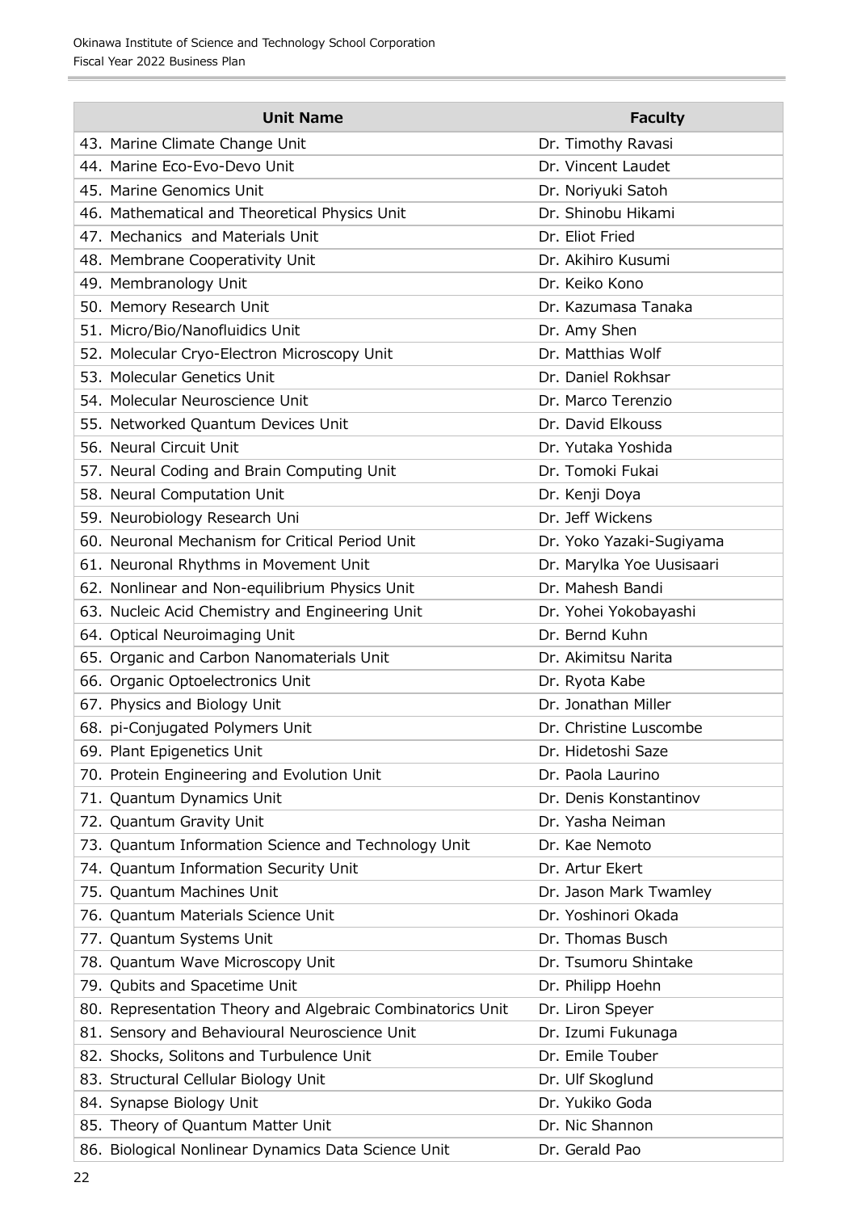| Unit Name | Faculty |
|---|---|
| 43. Marine Climate Change Unit | Dr. Timothy Ravasi |
| 44. Marine Eco-Evo-Devo Unit | Dr. Vincent Laudet |
| 45. Marine Genomics Unit | Dr. Noriyuki Satoh |
| 46. Mathematical and Theoretical Physics Unit | Dr. Shinobu Hikami |
| 47. Mechanics and Materials Unit | Dr. Eliot Fried |
| 48. Membrane Cooperativity Unit | Dr. Akihiro Kusumi |
| 49. Membranology Unit | Dr. Keiko Kono |
| 50. Memory Research Unit | Dr. Kazumasa Tanaka |
| 51. Micro/Bio/Nanofluidics Unit | Dr. Amy Shen |
| 52. Molecular Cryo-Electron Microscopy Unit | Dr. Matthias Wolf |
| 53. Molecular Genetics Unit | Dr. Daniel Rokhsar |
| 54. Molecular Neuroscience Unit | Dr. Marco Terenzio |
| 55. Networked Quantum Devices Unit | Dr. David Elkouss |
| 56. Neural Circuit Unit | Dr. Yutaka Yoshida |
| 57. Neural Coding and Brain Computing Unit | Dr. Tomoki Fukai |
| 58. Neural Computation Unit | Dr. Kenji Doya |
| 59. Neurobiology Research Uni | Dr. Jeff Wickens |
| 60. Neuronal Mechanism for Critical Period Unit | Dr. Yoko Yazaki-Sugiyama |
| 61. Neuronal Rhythms in Movement Unit | Dr. Marylka Yoe Uusisaari |
| 62. Nonlinear and Non-equilibrium Physics Unit | Dr. Mahesh Bandi |
| 63. Nucleic Acid Chemistry and Engineering Unit | Dr. Yohei Yokobayashi |
| 64. Optical Neuroimaging Unit | Dr. Bernd Kuhn |
| 65. Organic and Carbon Nanomaterials Unit | Dr. Akimitsu Narita |
| 66. Organic Optoelectronics Unit | Dr. Ryota Kabe |
| 67. Physics and Biology Unit | Dr. Jonathan Miller |
| 68. pi-Conjugated Polymers Unit | Dr. Christine Luscombe |
| 69. Plant Epigenetics Unit | Dr. Hidetoshi Saze |
| 70. Protein Engineering and Evolution Unit | Dr. Paola Laurino |
| 71. Quantum Dynamics Unit | Dr. Denis Konstantinov |
| 72. Quantum Gravity Unit | Dr. Yasha Neiman |
| 73. Quantum Information Science and Technology Unit | Dr. Kae Nemoto |
| 74. Quantum Information Security Unit | Dr. Artur Ekert |
| 75. Quantum Machines Unit | Dr. Jason Mark Twamley |
| 76. Quantum Materials Science Unit | Dr. Yoshinori Okada |
| 77. Quantum Systems Unit | Dr. Thomas Busch |
| 78. Quantum Wave Microscopy Unit | Dr. Tsumoru Shintake |
| 79. Qubits and Spacetime Unit | Dr. Philipp Hoehn |
| 80. Representation Theory and Algebraic Combinatorics Unit | Dr. Liron Speyer |
| 81. Sensory and Behavioural Neuroscience Unit | Dr. Izumi Fukunaga |
| 82. Shocks, Solitons and Turbulence Unit | Dr. Emile Touber |
| 83. Structural Cellular Biology Unit | Dr. Ulf Skoglund |
| 84. Synapse Biology Unit | Dr. Yukiko Goda |
| 85. Theory of Quantum Matter Unit | Dr. Nic Shannon |
| 86. Biological Nonlinear Dynamics Data Science Unit | Dr. Gerald Pao |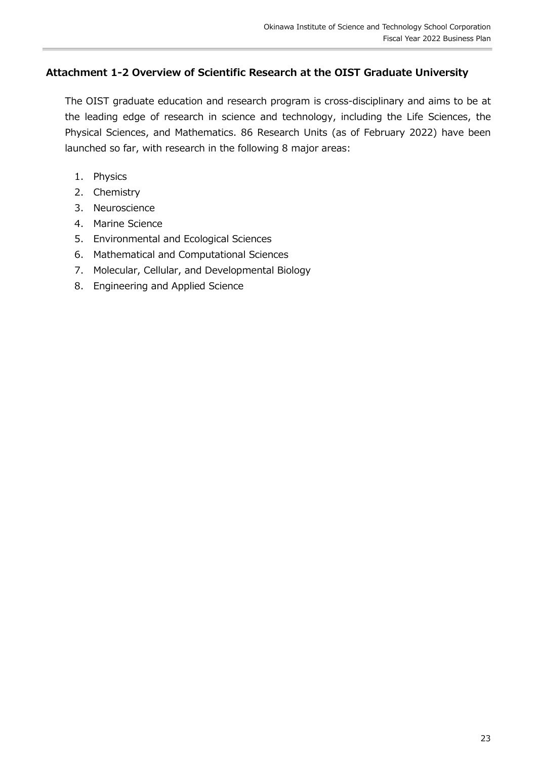## Attachment 1-2 Overview of Scientific Research at the OIST Graduate University

The OIST graduate education and research program is cross-disciplinary and aims to be at the leading edge of research in science and technology, including the Life Sciences, the Physical Sciences, and Mathematics. 86 Research Units (as of February 2022) have been launched so far, with research in the following 8 major areas:

1. Physics
2. Chemistry
3. Neuroscience
4. Marine Science
5. Environmental and Ecological Sciences
6. Mathematical and Computational Sciences
7. Molecular, Cellular, and Developmental Biology
8. Engineering and Applied Science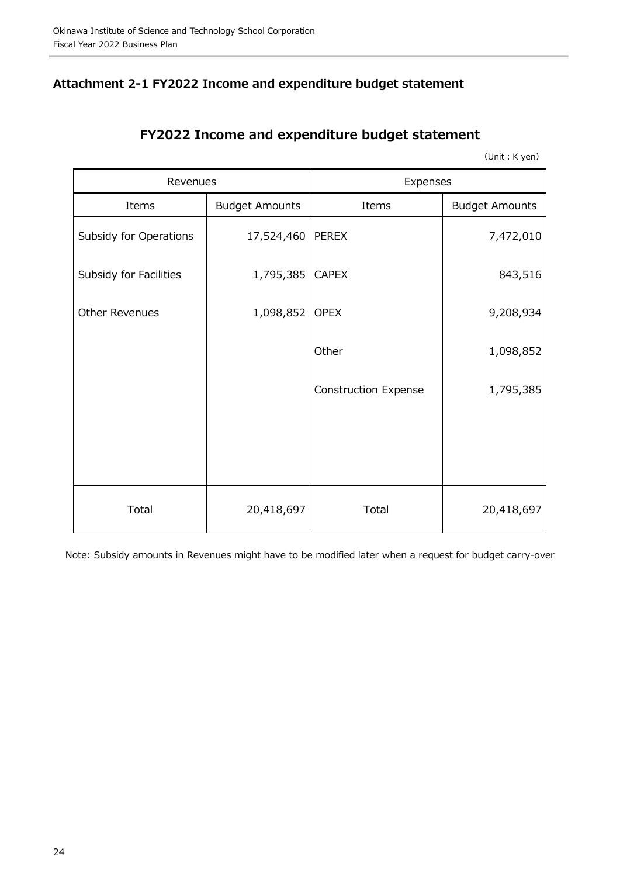## Attachment 2-1 FY2022 Income and expenditure budget statement

### FY2022 Income and expenditure budget statement

(Unit : K yen)

| Revenues | | Expenses | |
|---|---|---|---|
| Items | Budget Amounts | Items | Budget Amounts |
| Subsidy for Operations | 17,524,460 | PEREX | 7,472,010 |
| Subsidy for Facilities | 1,795,385 | CAPEX | 843,516 |
| Other Revenues | 1,098,852 | OPEX | 9,208,934 |
| | | Other | 1,098,852 |
| | | Construction Expense | 1,795,385 |
| Total | 20,418,697 | Total | 20,418,697 |

Note: Subsidy amounts in Revenues might have to be modified later when a request for budget carry-over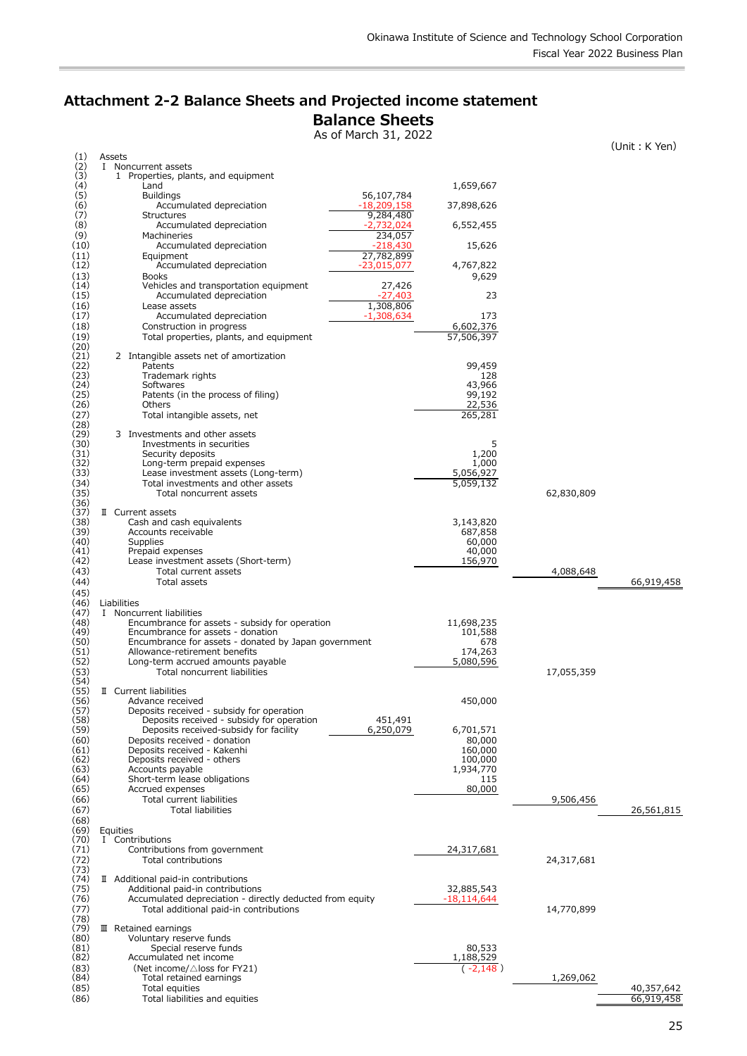# Attachment 2-2 Balance Sheets and Projected income statement

## Balance Sheets

As of March 31, 2022

(Unit : K Yen)

| No. | Item | | | | |
|---|---|---|---|---|---|
| (1) | Assets | | | | |
| (2) | I Noncurrent assets | | | | |
| (3) | 1 Properties, plants, and equipment | | | | |
| (4) | Land | | 1,659,667 | | |
| (5) | Buildings | 56,107,784 | | | |
| (6) | Accumulated depreciation | -18,209,158 | 37,898,626 | | |
| (7) | Structures | 9,284,480 | | | |
| (8) | Accumulated depreciation | -2,732,024 | 6,552,455 | | |
| (9) | Machineries | 234,057 | | | |
| (10) | Accumulated depreciation | -218,430 | 15,626 | | |
| (11) | Equipment | 27,782,899 | | | |
| (12) | Accumulated depreciation | -23,015,077 | 4,767,822 | | |
| (13) | Books | | 9,629 | | |
| (14) | Vehicles and transportation equipment | 27,426 | | | |
| (15) | Accumulated depreciation | -27,403 | 23 | | |
| (16) | Lease assets | 1,308,806 | | | |
| (17) | Accumulated depreciation | -1,308,634 | 173 | | |
| (18) | Construction in progress | | 6,602,376 | | |
| (19) | Total properties, plants, and equipment | | 57,506,397 | | |
| (20) | | | | | |
| (21) | 2 Intangible assets net of amortization | | | | |
| (22) | Patents | | 99,459 | | |
| (23) | Trademark rights | | 128 | | |
| (24) | Softwares | | 43,966 | | |
| (25) | Patents (in the process of filing) | | 99,192 | | |
| (26) | Others | | 22,536 | | |
| (27) | Total intangible assets, net | | 265,281 | | |
| (28) | | | | | |
| (29) | 3 Investments and other assets | | | | |
| (30) | Investments in securities | | 5 | | |
| (31) | Security deposits | | 1,200 | | |
| (32) | Long-term prepaid expenses | | 1,000 | | |
| (33) | Lease investment assets (Long-term) | | 5,056,927 | | |
| (34) | Total investments and other assets | | 5,059,132 | | |
| (35) | Total noncurrent assets | | | 62,830,809 | |
| (36) | | | | | |
| (37) | II Current assets | | | | |
| (38) | Cash and cash equivalents | | 3,143,820 | | |
| (39) | Accounts receivable | | 687,858 | | |
| (40) | Supplies | | 60,000 | | |
| (41) | Prepaid expenses | | 40,000 | | |
| (42) | Lease investment assets (Short-term) | | 156,970 | | |
| (43) | Total current assets | | | 4,088,648 | |
| (44) | Total assets | | | | 66,919,458 |
| (45) | | | | | |
| (46) | Liabilities | | | | |
| (47) | I Noncurrent liabilities | | | | |
| (48) | Encumbrance for assets - subsidy for operation | | 11,698,235 | | |
| (49) | Encumbrance for assets - donation | | 101,588 | | |
| (50) | Encumbrance for assets - donated by Japan government | | 678 | | |
| (51) | Allowance-retirement benefits | | 174,263 | | |
| (52) | Long-term accrued amounts payable | | 5,080,596 | | |
| (53) | Total noncurrent liabilities | | | 17,055,359 | |
| (54) | | | | | |
| (55) | II Current liabilities | | | | |
| (56) | Advance received | | 450,000 | | |
| (57) | Deposits received - subsidy for operation | | | | |
| (58) | Deposits received - subsidy for operation | 451,491 | | | |
| (59) | Deposits received-subsidy for facility | 6,250,079 | 6,701,571 | | |
| (60) | Deposits received - donation | | 80,000 | | |
| (61) | Deposits received - Kakenhi | | 160,000 | | |
| (62) | Deposits received - others | | 100,000 | | |
| (63) | Accounts payable | | 1,934,770 | | |
| (64) | Short-term lease obligations | | 115 | | |
| (65) | Accrued expenses | | 80,000 | | |
| (66) | Total current liabilities | | | 9,506,456 | |
| (67) | Total liabilities | | | | 26,561,815 |
| (68) | | | | | |
| (69) | Equities | | | | |
| (70) | I Contributions | | | | |
| (71) | Contributions from government | | 24,317,681 | | |
| (72) | Total contributions | | | 24,317,681 | |
| (73) | | | | | |
| (74) | II Additional paid-in contributions | | | | |
| (75) | Additional paid-in contributions | | 32,885,543 | | |
| (76) | Accumulated depreciation - directly deducted from equity | | -18,114,644 | | |
| (77) | Total additional paid-in contributions | | | 14,770,899 | |
| (78) | | | | | |
| (79) | III Retained earnings | | | | |
| (80) | Voluntary reserve funds | | | | |
| (81) | Special reserve funds | | 80,533 | | |
| (82) | Accumulated net income | | 1,188,529 | | |
| (83) | (Net income/△loss for FY21) | | ( -2,148 ) | | |
| (84) | Total retained earnings | | | 1,269,062 | |
| (85) | Total equities | | | | 40,357,642 |
| (86) | Total liabilities and equities | | | | 66,919,458 |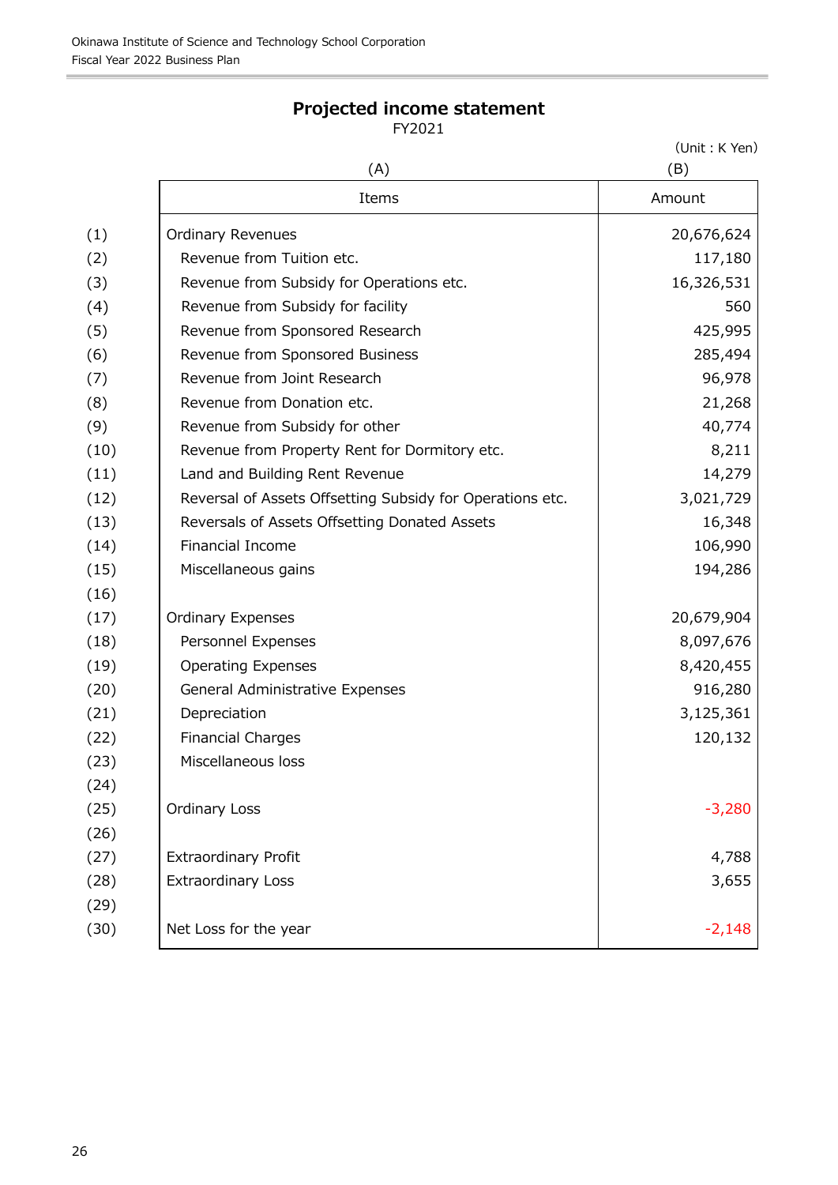## Projected income statement

FY2021

(Unit : K Yen)

| | (A) Items | (B) Amount |
|---|---|---|
| (1) | Ordinary Revenues | 20,676,624 |
| (2) | Revenue from Tuition etc. | 117,180 |
| (3) | Revenue from Subsidy for Operations etc. | 16,326,531 |
| (4) | Revenue from Subsidy for facility | 560 |
| (5) | Revenue from Sponsored Research | 425,995 |
| (6) | Revenue from Sponsored Business | 285,494 |
| (7) | Revenue from Joint Research | 96,978 |
| (8) | Revenue from Donation etc. | 21,268 |
| (9) | Revenue from Subsidy for other | 40,774 |
| (10) | Revenue from Property Rent for Dormitory etc. | 8,211 |
| (11) | Land and Building Rent Revenue | 14,279 |
| (12) | Reversal of Assets Offsetting Subsidy for Operations etc. | 3,021,729 |
| (13) | Reversals of Assets Offsetting Donated Assets | 16,348 |
| (14) | Financial Income | 106,990 |
| (15) | Miscellaneous gains | 194,286 |
| (16) | | |
| (17) | Ordinary Expenses | 20,679,904 |
| (18) | Personnel Expenses | 8,097,676 |
| (19) | Operating Expenses | 8,420,455 |
| (20) | General Administrative Expenses | 916,280 |
| (21) | Depreciation | 3,125,361 |
| (22) | Financial Charges | 120,132 |
| (23) | Miscellaneous loss | |
| (24) | | |
| (25) | Ordinary Loss | -3,280 |
| (26) | | |
| (27) | Extraordinary Profit | 4,788 |
| (28) | Extraordinary Loss | 3,655 |
| (29) | | |
| (30) | Net Loss for the year | -2,148 |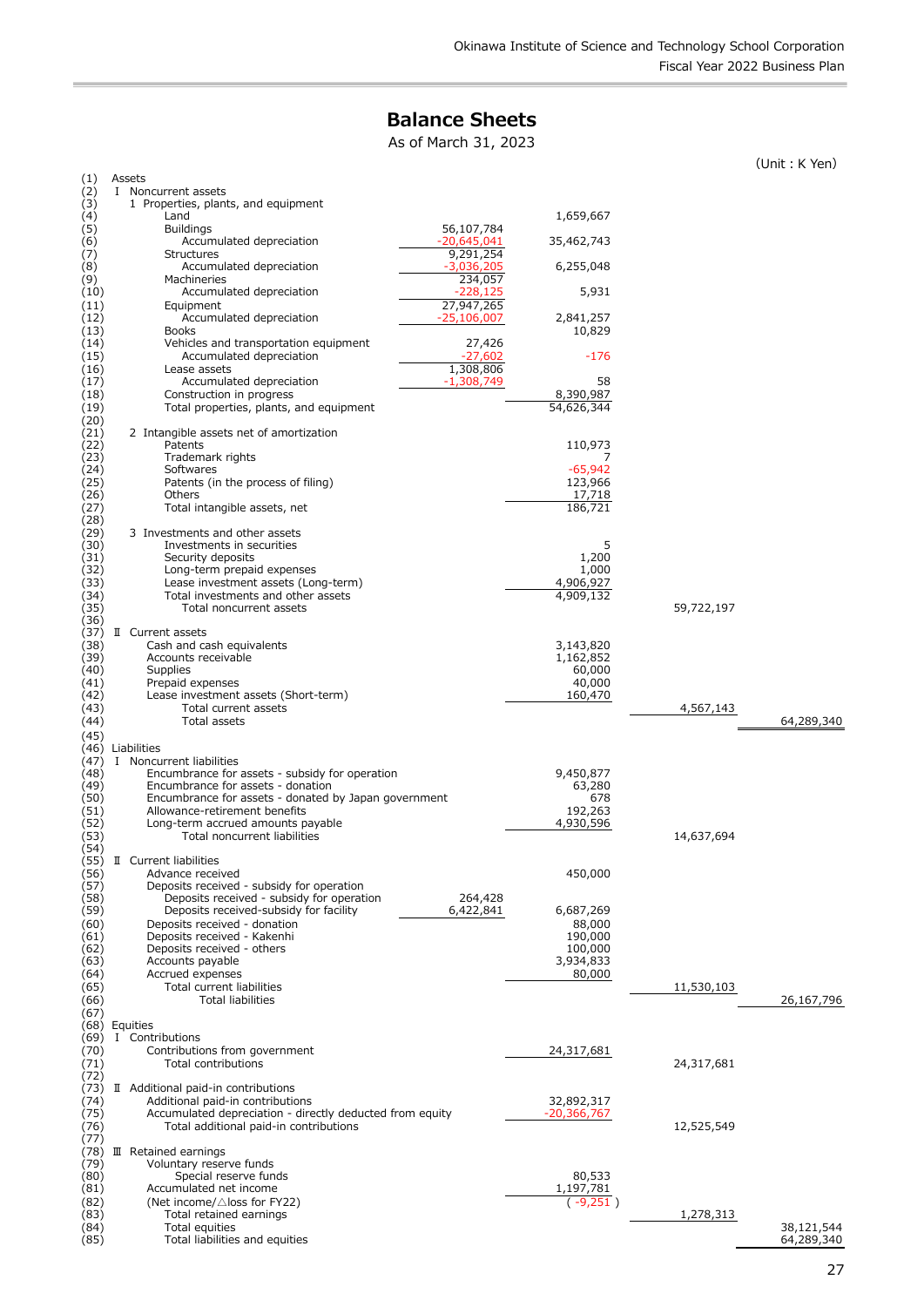# Balance Sheets

As of March 31, 2023

(Unit : K Yen)

| No. | Item | | | | |
|---|---|---|---|---|---|
| (1) | Assets | | | | |
| (2) | Ⅰ Noncurrent assets | | | | |
| (3) | 1 Properties, plants, and equipment | | | | |
| (4) | Land | | 1,659,667 | | |
| (5) | Buildings | 56,107,784 | | | |
| (6) | Accumulated depreciation | -20,645,041 | 35,462,743 | | |
| (7) | Structures | 9,291,254 | | | |
| (8) | Accumulated depreciation | -3,036,205 | 6,255,048 | | |
| (9) | Machineries | 234,057 | | | |
| (10) | Accumulated depreciation | -228,125 | 5,931 | | |
| (11) | Equipment | 27,947,265 | | | |
| (12) | Accumulated depreciation | -25,106,007 | 2,841,257 | | |
| (13) | Books | | 10,829 | | |
| (14) | Vehicles and transportation equipment | 27,426 | | | |
| (15) | Accumulated depreciation | -27,602 | -176 | | |
| (16) | Lease assets | 1,308,806 | | | |
| (17) | Accumulated depreciation | -1,308,749 | 58 | | |
| (18) | Construction in progress | | 8,390,987 | | |
| (19) | Total properties, plants, and equipment | | 54,626,344 | | |
| (20) | | | | | |
| (21) | 2 Intangible assets net of amortization | | | | |
| (22) | Patents | | 110,973 | | |
| (23) | Trademark rights | | 7 | | |
| (24) | Softwares | | -65,942 | | |
| (25) | Patents (in the process of filing) | | 123,966 | | |
| (26) | Others | | 17,718 | | |
| (27) | Total intangible assets, net | | 186,721 | | |
| (28) | | | | | |
| (29) | 3 Investments and other assets | | | | |
| (30) | Investments in securities | | 5 | | |
| (31) | Security deposits | | 1,200 | | |
| (32) | Long-term prepaid expenses | | 1,000 | | |
| (33) | Lease investment assets (Long-term) | | 4,906,927 | | |
| (34) | Total investments and other assets | | 4,909,132 | | |
| (35) | Total noncurrent assets | | | 59,722,197 | |
| (36) | | | | | |
| (37) | Ⅱ Current assets | | | | |
| (38) | Cash and cash equivalents | | 3,143,820 | | |
| (39) | Accounts receivable | | 1,162,852 | | |
| (40) | Supplies | | 60,000 | | |
| (41) | Prepaid expenses | | 40,000 | | |
| (42) | Lease investment assets (Short-term) | | 160,470 | | |
| (43) | Total current assets | | | 4,567,143 | |
| (44) | Total assets | | | | 64,289,340 |
| (45) | | | | | |
| (46) | Liabilities | | | | |
| (47) | Ⅰ Noncurrent liabilities | | | | |
| (48) | Encumbrance for assets - subsidy for operation | | 9,450,877 | | |
| (49) | Encumbrance for assets - donation | | 63,280 | | |
| (50) | Encumbrance for assets - donated by Japan government | | 678 | | |
| (51) | Allowance-retirement benefits | | 192,263 | | |
| (52) | Long-term accrued amounts payable | | 4,930,596 | | |
| (53) | Total noncurrent liabilities | | | 14,637,694 | |
| (54) | | | | | |
| (55) | Ⅱ Current liabilities | | | | |
| (56) | Advance received | | 450,000 | | |
| (57) | Deposits received - subsidy for operation | | | | |
| (58) | Deposits received - subsidy for operation | 264,428 | | | |
| (59) | Deposits received-subsidy for facility | 6,422,841 | 6,687,269 | | |
| (60) | Deposits received - donation | | 88,000 | | |
| (61) | Deposits received - Kakenhi | | 190,000 | | |
| (62) | Deposits received - others | | 100,000 | | |
| (63) | Accounts payable | | 3,934,833 | | |
| (64) | Accrued expenses | | 80,000 | | |
| (65) | Total current liabilities | | | 11,530,103 | |
| (66) | Total liabilities | | | | 26,167,796 |
| (67) | | | | | |
| (68) | Equities | | | | |
| (69) | Ⅰ Contributions | | | | |
| (70) | Contributions from government | | 24,317,681 | | |
| (71) | Total contributions | | | 24,317,681 | |
| (72) | | | | | |
| (73) | Ⅱ Additional paid-in contributions | | | | |
| (74) | Additional paid-in contributions | | 32,892,317 | | |
| (75) | Accumulated depreciation - directly deducted from equity | | -20,366,767 | | |
| (76) | Total additional paid-in contributions | | | 12,525,549 | |
| (77) | | | | | |
| (78) | Ⅲ Retained earnings | | | | |
| (79) | Voluntary reserve funds | | | | |
| (80) | Special reserve funds | | 80,533 | | |
| (81) | Accumulated net income | | 1,197,781 | | |
| (82) | (Net income/△loss for FY22) | | ( -9,251 ) | | |
| (83) | Total retained earnings | | | 1,278,313 | |
| (84) | Total equities | | | | 38,121,544 |
| (85) | Total liabilities and equities | | | | 64,289,340 |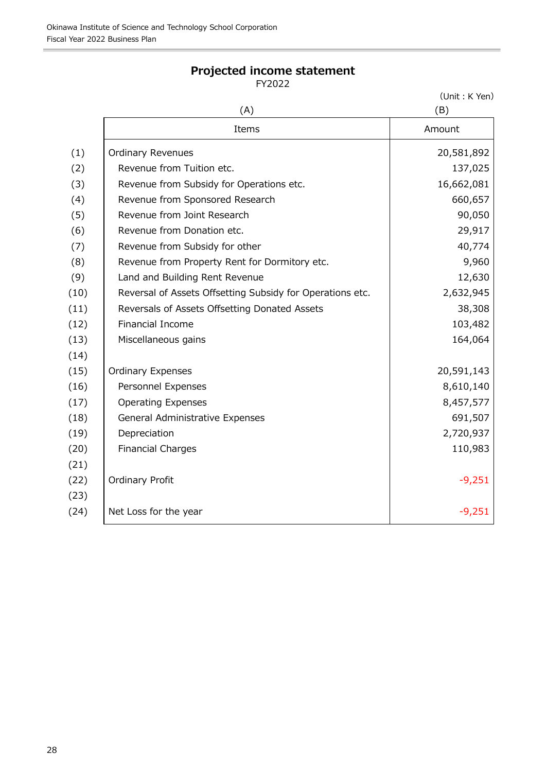## Projected income statement

FY2022

(Unit : K Yen)

| | (A) Items | (B) Amount |
|---|---|---|
| (1) | Ordinary Revenues | 20,581,892 |
| (2) | Revenue from Tuition etc. | 137,025 |
| (3) | Revenue from Subsidy for Operations etc. | 16,662,081 |
| (4) | Revenue from Sponsored Research | 660,657 |
| (5) | Revenue from Joint Research | 90,050 |
| (6) | Revenue from Donation etc. | 29,917 |
| (7) | Revenue from Subsidy for other | 40,774 |
| (8) | Revenue from Property Rent for Dormitory etc. | 9,960 |
| (9) | Land and Building Rent Revenue | 12,630 |
| (10) | Reversal of Assets Offsetting Subsidy for Operations etc. | 2,632,945 |
| (11) | Reversals of Assets Offsetting Donated Assets | 38,308 |
| (12) | Financial Income | 103,482 |
| (13) | Miscellaneous gains | 164,064 |
| (14) | | |
| (15) | Ordinary Expenses | 20,591,143 |
| (16) | Personnel Expenses | 8,610,140 |
| (17) | Operating Expenses | 8,457,577 |
| (18) | General Administrative Expenses | 691,507 |
| (19) | Depreciation | 2,720,937 |
| (20) | Financial Charges | 110,983 |
| (21) | | |
| (22) | Ordinary Profit | -9,251 |
| (23) | | |
| (24) | Net Loss for the year | -9,251 |